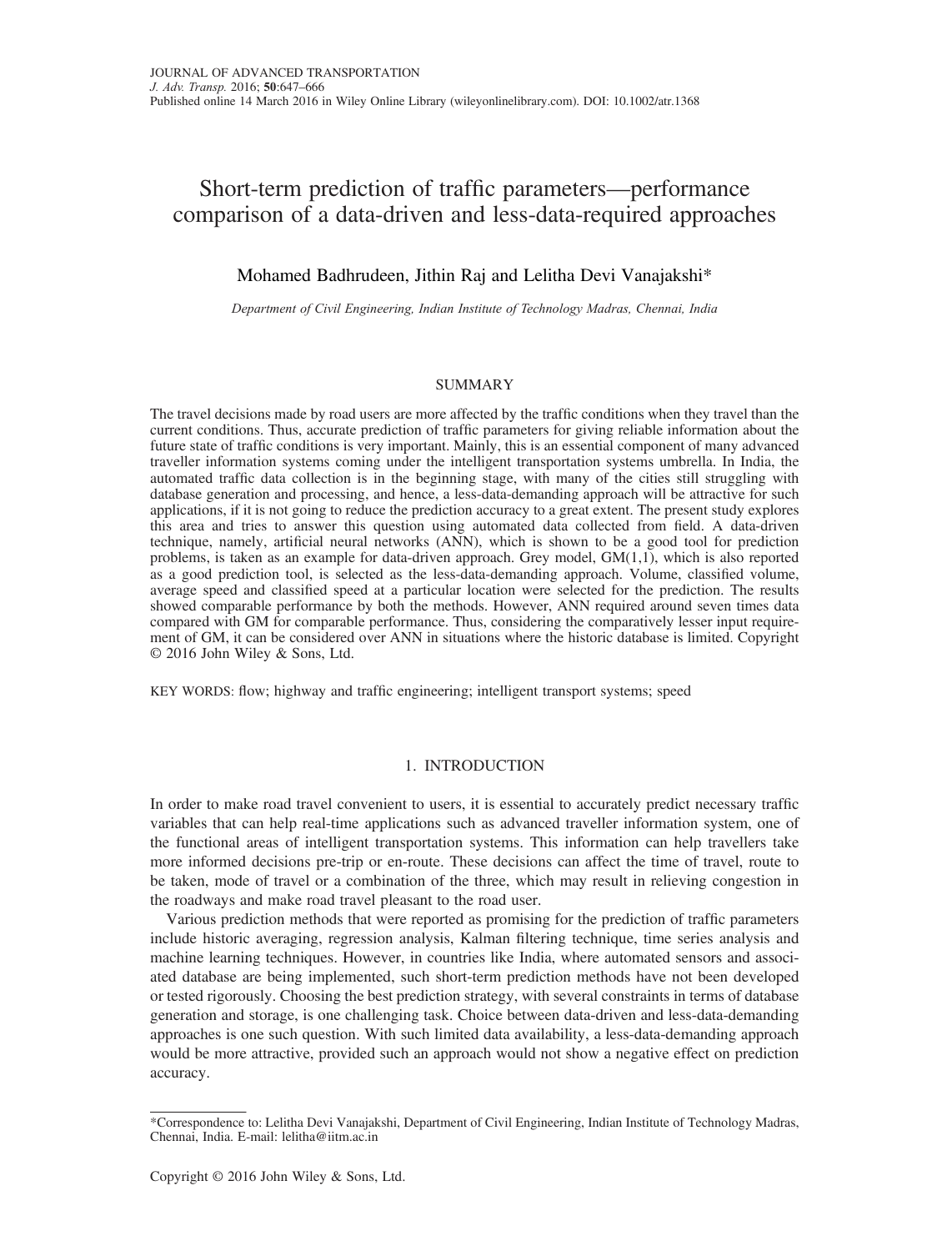# Short-term prediction of traffic parameters—performance comparison of a data-driven and less-data-required approaches

Mohamed Badhrudeen, Jithin Raj and Lelitha Devi Vanajakshi*

*Department of Civil Engineering, Indian Institute of Technology Madras, Chennai, India*

## SUMMARY

The travel decisions made by road users are more affected by the traffic conditions when they travel than the current conditions. Thus, accurate prediction of traffic parameters for giving reliable information about the future state of traffic conditions is very important. Mainly, this is an essential component of many advanced traveller information systems coming under the intelligent transportation systems umbrella. In India, the automated traffic data collection is in the beginning stage, with many of the cities still struggling with database generation and processing, and hence, a less-data-demanding approach will be attractive for such applications, if it is not going to reduce the prediction accuracy to a great extent. The present study explores this area and tries to answer this question using automated data collected from field. A data-driven technique, namely, artificial neural networks (ANN), which is shown to be a good tool for prediction problems, is taken as an example for data-driven approach. Grey model, GM(1,1), which is also reported as a good prediction tool, is selected as the less-data-demanding approach. Volume, classified volume, average speed and classified speed at a particular location were selected for the prediction. The results showed comparable performance by both the methods. However, ANN required around seven times data compared with GM for comparable performance. Thus, considering the comparatively lesser input requirement of GM, it can be considered over ANN in situations where the historic database is limited. Copyright © 2016 John Wiley & Sons, Ltd.

KEY WORDS: flow; highway and traffic engineering; intelligent transport systems; speed

## 1. INTRODUCTION

In order to make road travel convenient to users, it is essential to accurately predict necessary traffic variables that can help real-time applications such as advanced traveller information system, one of the functional areas of intelligent transportation systems. This information can help travellers take more informed decisions pre-trip or en-route. These decisions can affect the time of travel, route to be taken, mode of travel or a combination of the three, which may result in relieving congestion in the roadways and make road travel pleasant to the road user.

Various prediction methods that were reported as promising for the prediction of traffic parameters include historic averaging, regression analysis, Kalman filtering technique, time series analysis and machine learning techniques. However, in countries like India, where automated sensors and associated database are being implemented, such short-term prediction methods have not been developed or tested rigorously. Choosing the best prediction strategy, with several constraints in terms of database generation and storage, is one challenging task. Choice between data-driven and less-data-demanding approaches is one such question. With such limited data availability, a less-data-demanding approach would be more attractive, provided such an approach would not show a negative effect on prediction accuracy.

*Correspondence to: Lelitha Devi Vanajakshi, Department of Civil Engineering, Indian Institute of Technology Madras, Chennai, India. E-mail: lelitha@iitm.ac.in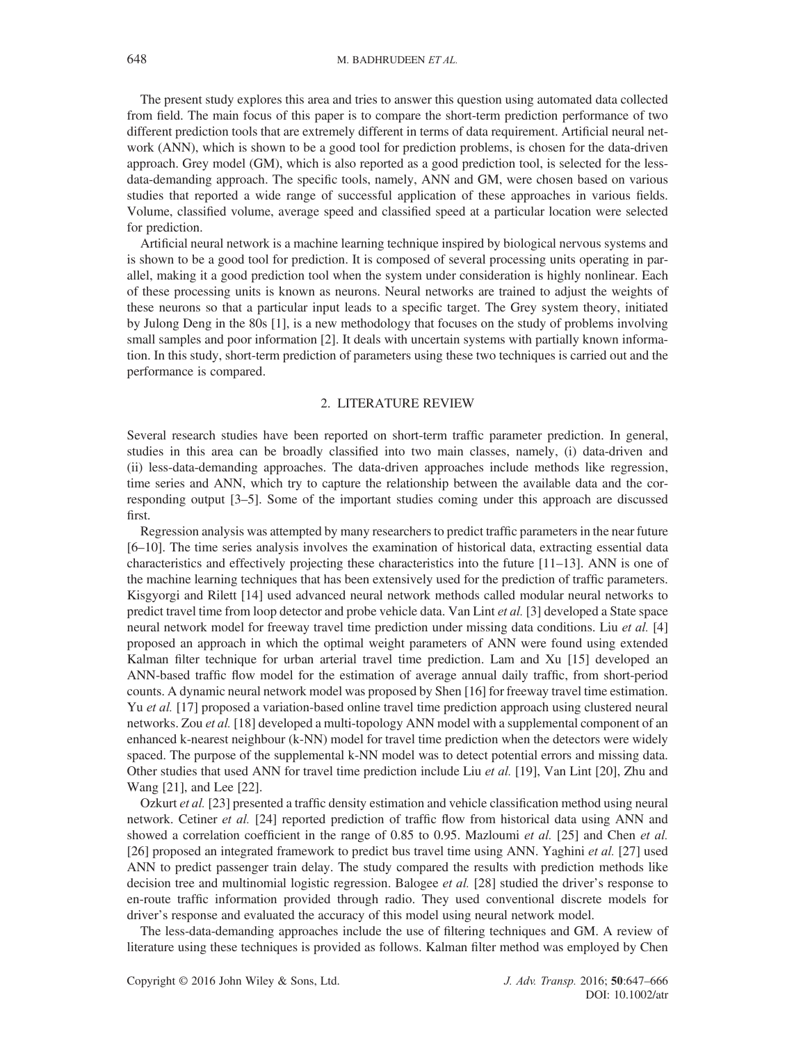The present study explores this area and tries to answer this question using automated data collected from field. The main focus of this paper is to compare the short-term prediction performance of two different prediction tools that are extremely different in terms of data requirement. Artificial neural network (ANN), which is shown to be a good tool for prediction problems, is chosen for the data-driven approach. Grey model (GM), which is also reported as a good prediction tool, is selected for the less-data-demanding approach. The specific tools, namely, ANN and GM, were chosen based on various studies that reported a wide range of successful application of these approaches in various fields. Volume, classified volume, average speed and classified speed at a particular location were selected for prediction.

Artificial neural network is a machine learning technique inspired by biological nervous systems and is shown to be a good tool for prediction. It is composed of several processing units operating in parallel, making it a good prediction tool when the system under consideration is highly nonlinear. Each of these processing units is known as neurons. Neural networks are trained to adjust the weights of these neurons so that a particular input leads to a specific target. The Grey system theory, initiated by Julong Deng in the 80s [1], is a new methodology that focuses on the study of problems involving small samples and poor information [2]. It deals with uncertain systems with partially known information. In this study, short-term prediction of parameters using these two techniques is carried out and the performance is compared.

## 2. LITERATURE REVIEW

Several research studies have been reported on short-term traffic parameter prediction. In general, studies in this area can be broadly classified into two main classes, namely, (i) data-driven and (ii) less-data-demanding approaches. The data-driven approaches include methods like regression, time series and ANN, which try to capture the relationship between the available data and the corresponding output [3–5]. Some of the important studies coming under this approach are discussed first.

Regression analysis was attempted by many researchers to predict traffic parameters in the near future [6–10]. The time series analysis involves the examination of historical data, extracting essential data characteristics and effectively projecting these characteristics into the future [11–13]. ANN is one of the machine learning techniques that has been extensively used for the prediction of traffic parameters. Kisgyorgi and Rilett [14] used advanced neural network methods called modular neural networks to predict travel time from loop detector and probe vehicle data. Van Lint *et al.* [3] developed a State space neural network model for freeway travel time prediction under missing data conditions. Liu *et al.* [4] proposed an approach in which the optimal weight parameters of ANN were found using extended Kalman filter technique for urban arterial travel time prediction. Lam and Xu [15] developed an ANN-based traffic flow model for the estimation of average annual daily traffic, from short-period counts. A dynamic neural network model was proposed by Shen [16] for freeway travel time estimation. Yu *et al.* [17] proposed a variation-based online travel time prediction approach using clustered neural networks. Zou *et al.* [18] developed a multi-topology ANN model with a supplemental component of an enhanced k-nearest neighbour (k-NN) model for travel time prediction when the detectors were widely spaced. The purpose of the supplemental k-NN model was to detect potential errors and missing data. Other studies that used ANN for travel time prediction include Liu *et al.* [19], Van Lint [20], Zhu and Wang [21], and Lee [22].

Ozkurt *et al.* [23] presented a traffic density estimation and vehicle classification method using neural network. Cetiner *et al.* [24] reported prediction of traffic flow from historical data using ANN and showed a correlation coefficient in the range of 0.85 to 0.95. Mazloumi *et al.* [25] and Chen *et al.* [26] proposed an integrated framework to predict bus travel time using ANN. Yaghini *et al.* [27] used ANN to predict passenger train delay. The study compared the results with prediction methods like decision tree and multinomial logistic regression. Balogee *et al.* [28] studied the driver's response to en-route traffic information provided through radio. They used conventional discrete models for driver's response and evaluated the accuracy of this model using neural network model.

The less-data-demanding approaches include the use of filtering techniques and GM. A review of literature using these techniques is provided as follows. Kalman filter method was employed by Chen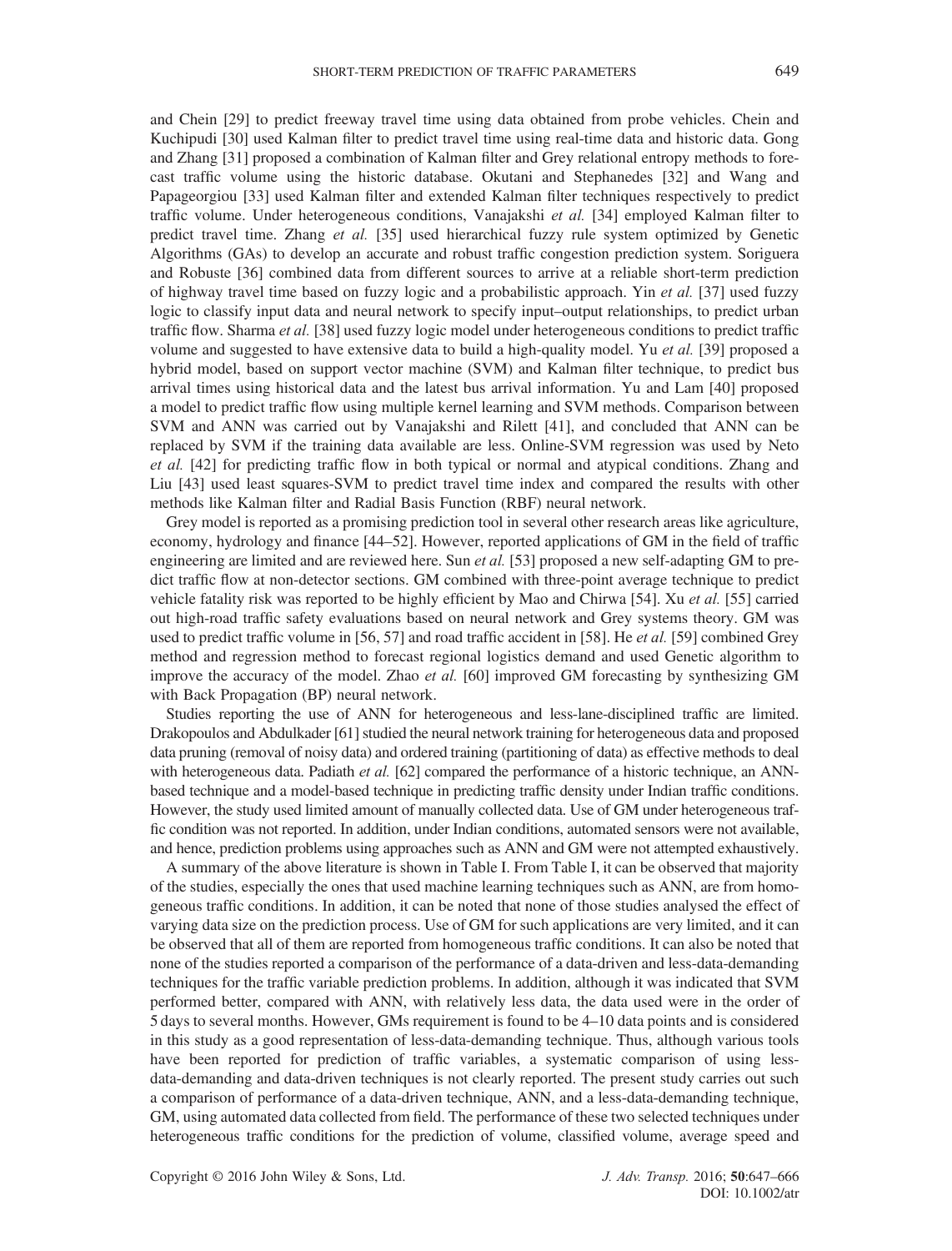and Chein [29] to predict freeway travel time using data obtained from probe vehicles. Chein and Kuchipudi [30] used Kalman filter to predict travel time using real-time data and historic data. Gong and Zhang [31] proposed a combination of Kalman filter and Grey relational entropy methods to forecast traffic volume using the historic database. Okutani and Stephanedes [32] and Wang and Papageorgiou [33] used Kalman filter and extended Kalman filter techniques respectively to predict traffic volume. Under heterogeneous conditions, Vanajakshi *et al.* [34] employed Kalman filter to predict travel time. Zhang *et al.* [35] used hierarchical fuzzy rule system optimized by Genetic Algorithms (GAs) to develop an accurate and robust traffic congestion prediction system. Soriguera and Robuste [36] combined data from different sources to arrive at a reliable short-term prediction of highway travel time based on fuzzy logic and a probabilistic approach. Yin *et al.* [37] used fuzzy logic to classify input data and neural network to specify input–output relationships, to predict urban traffic flow. Sharma *et al.* [38] used fuzzy logic model under heterogeneous conditions to predict traffic volume and suggested to have extensive data to build a high-quality model. Yu *et al.* [39] proposed a hybrid model, based on support vector machine (SVM) and Kalman filter technique, to predict bus arrival times using historical data and the latest bus arrival information. Yu and Lam [40] proposed a model to predict traffic flow using multiple kernel learning and SVM methods. Comparison between SVM and ANN was carried out by Vanajakshi and Rilett [41], and concluded that ANN can be replaced by SVM if the training data available are less. Online-SVM regression was used by Neto *et al.* [42] for predicting traffic flow in both typical or normal and atypical conditions. Zhang and Liu [43] used least squares-SVM to predict travel time index and compared the results with other methods like Kalman filter and Radial Basis Function (RBF) neural network.

Grey model is reported as a promising prediction tool in several other research areas like agriculture, economy, hydrology and finance [44–52]. However, reported applications of GM in the field of traffic engineering are limited and are reviewed here. Sun *et al.* [53] proposed a new self-adapting GM to predict traffic flow at non-detector sections. GM combined with three-point average technique to predict vehicle fatality risk was reported to be highly efficient by Mao and Chirwa [54]. Xu *et al.* [55] carried out high-road traffic safety evaluations based on neural network and Grey systems theory. GM was used to predict traffic volume in [56, 57] and road traffic accident in [58]. He *et al.* [59] combined Grey method and regression method to forecast regional logistics demand and used Genetic algorithm to improve the accuracy of the model. Zhao *et al.* [60] improved GM forecasting by synthesizing GM with Back Propagation (BP) neural network.

Studies reporting the use of ANN for heterogeneous and less-lane-disciplined traffic are limited. Drakopoulos and Abdulkader [61] studied the neural network training for heterogeneous data and proposed data pruning (removal of noisy data) and ordered training (partitioning of data) as effective methods to deal with heterogeneous data. Padiath *et al.* [62] compared the performance of a historic technique, an ANN-based technique and a model-based technique in predicting traffic density under Indian traffic conditions. However, the study used limited amount of manually collected data. Use of GM under heterogeneous traffic condition was not reported. In addition, under Indian conditions, automated sensors were not available, and hence, prediction problems using approaches such as ANN and GM were not attempted exhaustively.

A summary of the above literature is shown in Table I. From Table I, it can be observed that majority of the studies, especially the ones that used machine learning techniques such as ANN, are from homogeneous traffic conditions. In addition, it can be noted that none of those studies analysed the effect of varying data size on the prediction process. Use of GM for such applications are very limited, and it can be observed that all of them are reported from homogeneous traffic conditions. It can also be noted that none of the studies reported a comparison of the performance of a data-driven and less-data-demanding techniques for the traffic variable prediction problems. In addition, although it was indicated that SVM performed better, compared with ANN, with relatively less data, the data used were in the order of 5 days to several months. However, GMs requirement is found to be 4–10 data points and is considered in this study as a good representation of less-data-demanding technique. Thus, although various tools have been reported for prediction of traffic variables, a systematic comparison of using less-data-demanding and data-driven techniques is not clearly reported. The present study carries out such a comparison of performance of a data-driven technique, ANN, and a less-data-demanding technique, GM, using automated data collected from field. The performance of these two selected techniques under heterogeneous traffic conditions for the prediction of volume, classified volume, average speed and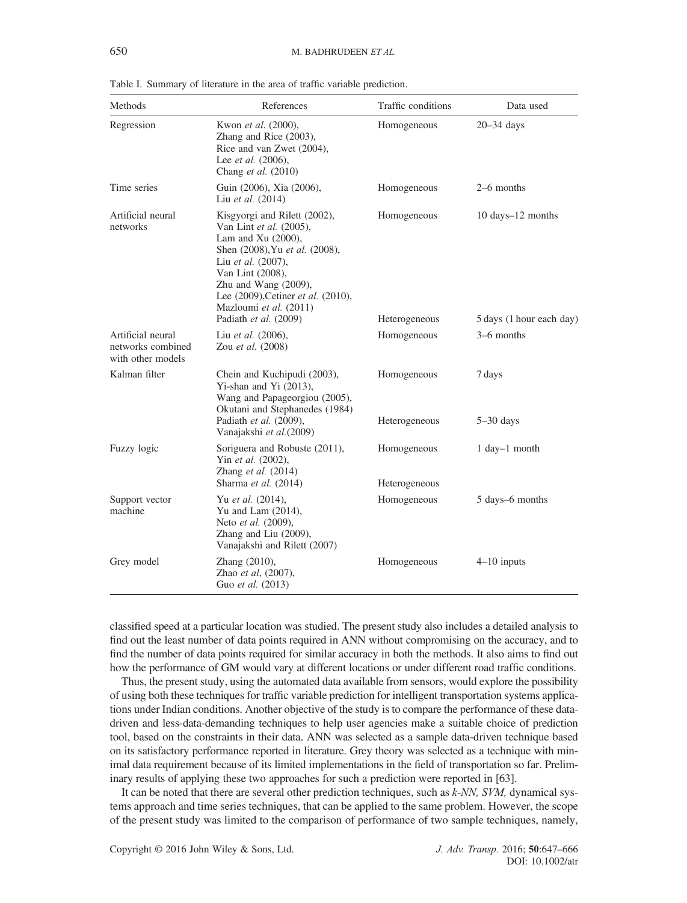Table I. Summary of literature in the area of traffic variable prediction.

| Methods | References | Traffic conditions | Data used |
|---|---|---|---|
| Regression | Kwon *et al.* (2000), Zhang and Rice (2003), Rice and van Zwet (2004), Lee *et al.* (2006), Chang *et al.* (2010) | Homogeneous | 20–34 days |
| Time series | Guin (2006), Xia (2006), Liu *et al.* (2014) | Homogeneous | 2–6 months |
| Artificial neural networks | Kisgyorgi and Rilett (2002), Van Lint *et al.* (2005), Lam and Xu (2000), Shen (2008), Yu *et al.* (2008), Liu *et al.* (2007), Van Lint (2008), Zhu and Wang (2009), Lee (2009), Cetiner *et al.* (2010), Mazloumi *et al.* (2011) | Homogeneous | 10 days–12 months |
| | Padiath *et al.* (2009) | Heterogeneous | 5 days (1 hour each day) |
| Artificial neural networks combined with other models | Liu *et al.* (2006), Zou *et al.* (2008) | Homogeneous | 3–6 months |
| Kalman filter | Chein and Kuchipudi (2003), Yi-shan and Yi (2013), Wang and Papageorgiou (2005), Okutani and Stephanedes (1984) | Homogeneous | 7 days |
| | Padiath *et al.* (2009), Vanajakshi *et al.*(2009) | Heterogeneous | 5–30 days |
| Fuzzy logic | Soriguera and Robuste (2011), Yin *et al.* (2002), Zhang *et al.* (2014) | Homogeneous | 1 day–1 month |
| | Sharma *et al.* (2014) | Heterogeneous | |
| Support vector machine | Yu *et al.* (2014), Yu and Lam (2014), Neto *et al.* (2009), Zhang and Liu (2009), Vanajakshi and Rilett (2007) | Homogeneous | 5 days–6 months |
| Grey model | Zhang (2010), Zhao *et al*, (2007), Guo *et al.* (2013) | Homogeneous | 4–10 inputs |

classified speed at a particular location was studied. The present study also includes a detailed analysis to find out the least number of data points required in ANN without compromising on the accuracy, and to find the number of data points required for similar accuracy in both the methods. It also aims to find out how the performance of GM would vary at different locations or under different road traffic conditions.

Thus, the present study, using the automated data available from sensors, would explore the possibility of using both these techniques for traffic variable prediction for intelligent transportation systems applications under Indian conditions. Another objective of the study is to compare the performance of these data-driven and less-data-demanding techniques to help user agencies make a suitable choice of prediction tool, based on the constraints in their data. ANN was selected as a sample data-driven technique based on its satisfactory performance reported in literature. Grey theory was selected as a technique with minimal data requirement because of its limited implementations in the field of transportation so far. Preliminary results of applying these two approaches for such a prediction were reported in [63].

It can be noted that there are several other prediction techniques, such as *k-NN, SVM,* dynamical systems approach and time series techniques, that can be applied to the same problem. However, the scope of the present study was limited to the comparison of performance of two sample techniques, namely,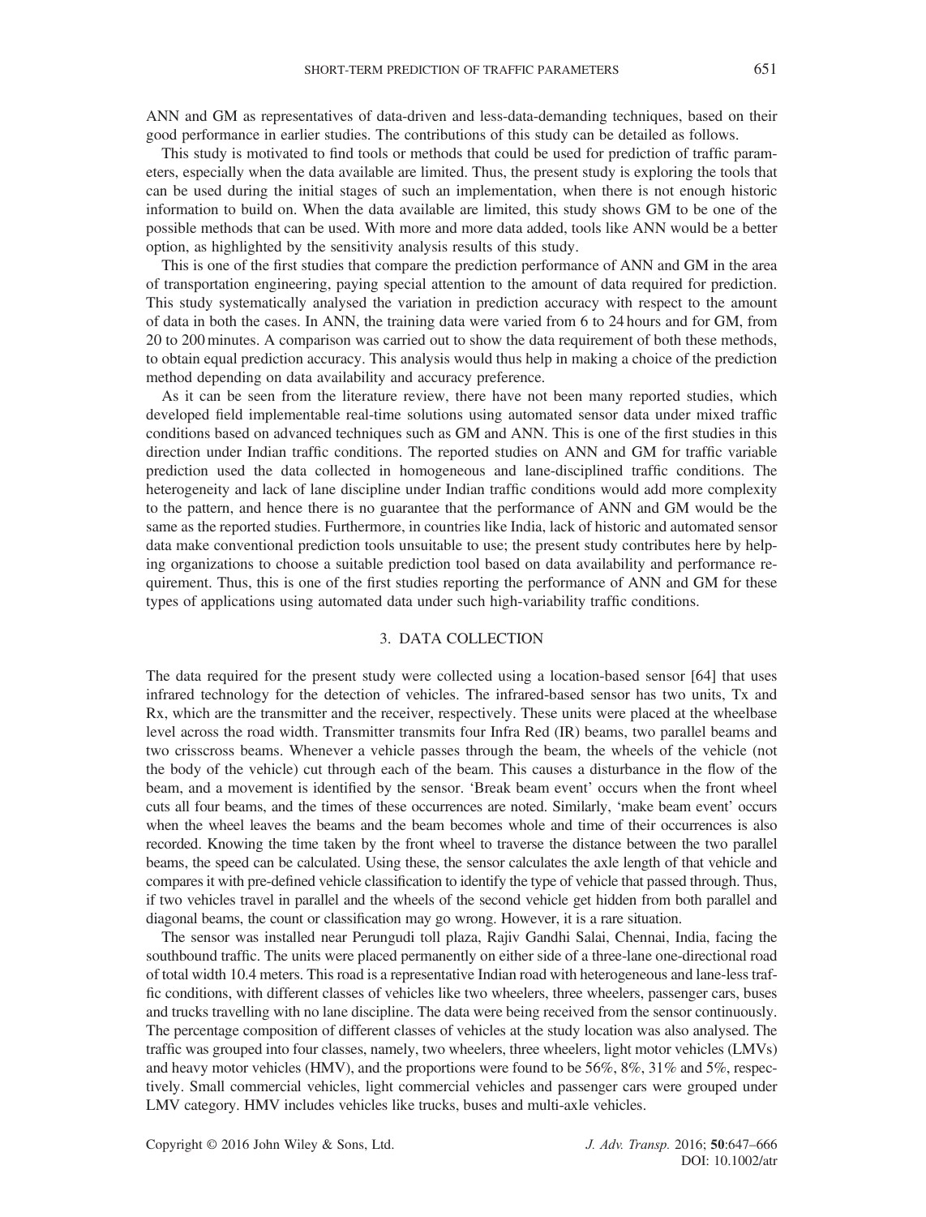ANN and GM as representatives of data-driven and less-data-demanding techniques, based on their good performance in earlier studies. The contributions of this study can be detailed as follows.

This study is motivated to find tools or methods that could be used for prediction of traffic parameters, especially when the data available are limited. Thus, the present study is exploring the tools that can be used during the initial stages of such an implementation, when there is not enough historic information to build on. When the data available are limited, this study shows GM to be one of the possible methods that can be used. With more and more data added, tools like ANN would be a better option, as highlighted by the sensitivity analysis results of this study.

This is one of the first studies that compare the prediction performance of ANN and GM in the area of transportation engineering, paying special attention to the amount of data required for prediction. This study systematically analysed the variation in prediction accuracy with respect to the amount of data in both the cases. In ANN, the training data were varied from 6 to 24 hours and for GM, from 20 to 200 minutes. A comparison was carried out to show the data requirement of both these methods, to obtain equal prediction accuracy. This analysis would thus help in making a choice of the prediction method depending on data availability and accuracy preference.

As it can be seen from the literature review, there have not been many reported studies, which developed field implementable real-time solutions using automated sensor data under mixed traffic conditions based on advanced techniques such as GM and ANN. This is one of the first studies in this direction under Indian traffic conditions. The reported studies on ANN and GM for traffic variable prediction used the data collected in homogeneous and lane-disciplined traffic conditions. The heterogeneity and lack of lane discipline under Indian traffic conditions would add more complexity to the pattern, and hence there is no guarantee that the performance of ANN and GM would be the same as the reported studies. Furthermore, in countries like India, lack of historic and automated sensor data make conventional prediction tools unsuitable to use; the present study contributes here by helping organizations to choose a suitable prediction tool based on data availability and performance requirement. Thus, this is one of the first studies reporting the performance of ANN and GM for these types of applications using automated data under such high-variability traffic conditions.

## 3. DATA COLLECTION

The data required for the present study were collected using a location-based sensor [64] that uses infrared technology for the detection of vehicles. The infrared-based sensor has two units, Tx and Rx, which are the transmitter and the receiver, respectively. These units were placed at the wheelbase level across the road width. Transmitter transmits four Infra Red (IR) beams, two parallel beams and two crisscross beams. Whenever a vehicle passes through the beam, the wheels of the vehicle (not the body of the vehicle) cut through each of the beam. This causes a disturbance in the flow of the beam, and a movement is identified by the sensor. 'Break beam event' occurs when the front wheel cuts all four beams, and the times of these occurrences are noted. Similarly, 'make beam event' occurs when the wheel leaves the beams and the beam becomes whole and time of their occurrences is also recorded. Knowing the time taken by the front wheel to traverse the distance between the two parallel beams, the speed can be calculated. Using these, the sensor calculates the axle length of that vehicle and compares it with pre-defined vehicle classification to identify the type of vehicle that passed through. Thus, if two vehicles travel in parallel and the wheels of the second vehicle get hidden from both parallel and diagonal beams, the count or classification may go wrong. However, it is a rare situation.

The sensor was installed near Perungudi toll plaza, Rajiv Gandhi Salai, Chennai, India, facing the southbound traffic. The units were placed permanently on either side of a three-lane one-directional road of total width 10.4 meters. This road is a representative Indian road with heterogeneous and lane-less traffic conditions, with different classes of vehicles like two wheelers, three wheelers, passenger cars, buses and trucks travelling with no lane discipline. The data were being received from the sensor continuously. The percentage composition of different classes of vehicles at the study location was also analysed. The traffic was grouped into four classes, namely, two wheelers, three wheelers, light motor vehicles (LMVs) and heavy motor vehicles (HMV), and the proportions were found to be 56%, 8%, 31% and 5%, respectively. Small commercial vehicles, light commercial vehicles and passenger cars were grouped under LMV category. HMV includes vehicles like trucks, buses and multi-axle vehicles.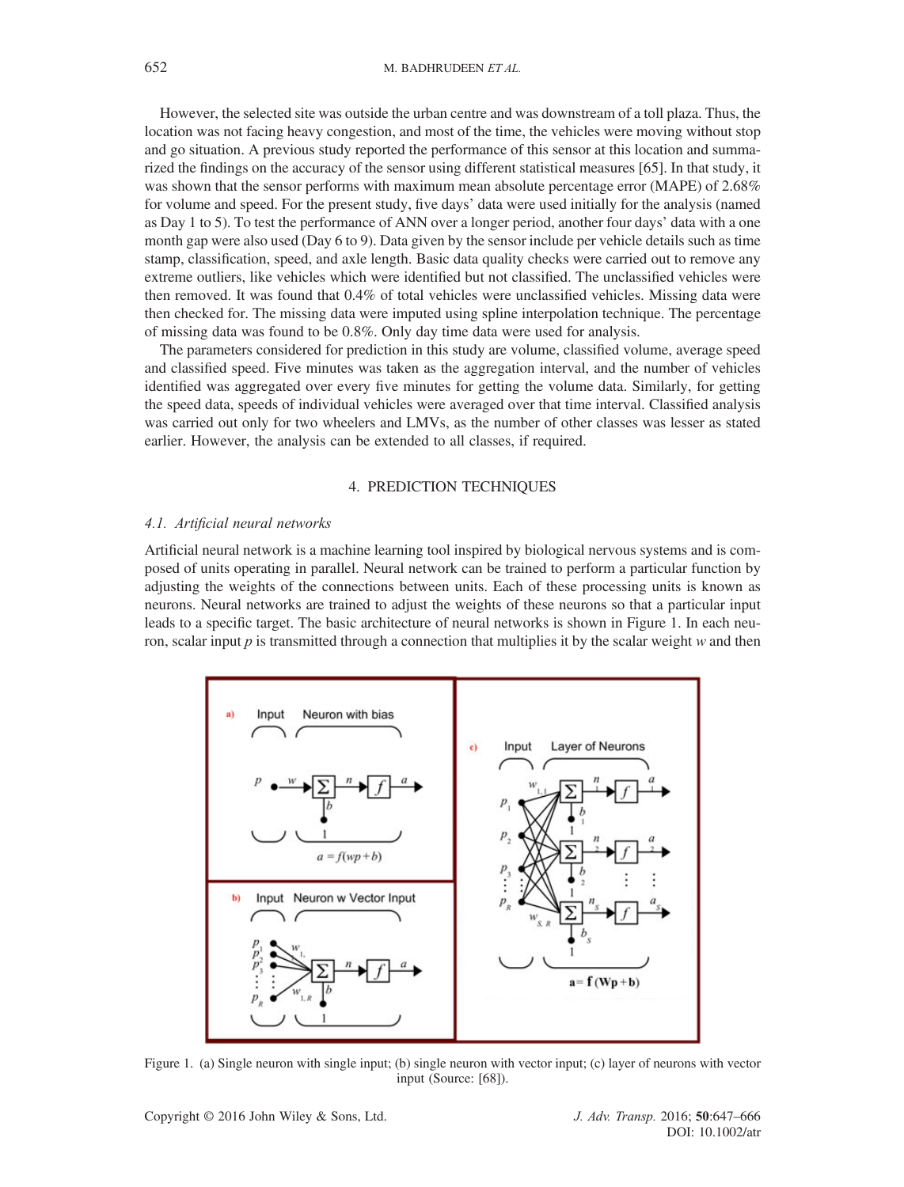However, the selected site was outside the urban centre and was downstream of a toll plaza. Thus, the location was not facing heavy congestion, and most of the time, the vehicles were moving without stop and go situation. A previous study reported the performance of this sensor at this location and summarized the findings on the accuracy of the sensor using different statistical measures [65]. In that study, it was shown that the sensor performs with maximum mean absolute percentage error (MAPE) of 2.68% for volume and speed. For the present study, five days' data were used initially for the analysis (named as Day 1 to 5). To test the performance of ANN over a longer period, another four days' data with a one month gap were also used (Day 6 to 9). Data given by the sensor include per vehicle details such as time stamp, classification, speed, and axle length. Basic data quality checks were carried out to remove any extreme outliers, like vehicles which were identified but not classified. The unclassified vehicles were then removed. It was found that 0.4% of total vehicles were unclassified vehicles. Missing data were then checked for. The missing data were imputed using spline interpolation technique. The percentage of missing data was found to be 0.8%. Only day time data were used for analysis.

The parameters considered for prediction in this study are volume, classified volume, average speed and classified speed. Five minutes was taken as the aggregation interval, and the number of vehicles identified was aggregated over every five minutes for getting the volume data. Similarly, for getting the speed data, speeds of individual vehicles were averaged over that time interval. Classified analysis was carried out only for two wheelers and LMVs, as the number of other classes was lesser as stated earlier. However, the analysis can be extended to all classes, if required.

## 4. PREDICTION TECHNIQUES

### 4.1. *Artificial neural networks*

Artificial neural network is a machine learning tool inspired by biological nervous systems and is composed of units operating in parallel. Neural network can be trained to perform a particular function by adjusting the weights of the connections between units. Each of these processing units is known as neurons. Neural networks are trained to adjust the weights of these neurons so that a particular input leads to a specific target. The basic architecture of neural networks is shown in Figure 1. In each neuron, scalar input $p$ is transmitted through a connection that multiplies it by the scalar weight $w$ and then

Figure 1. (a) Single neuron with single input; (b) single neuron with vector input; (c) layer of neurons with vector input (Source: [68]).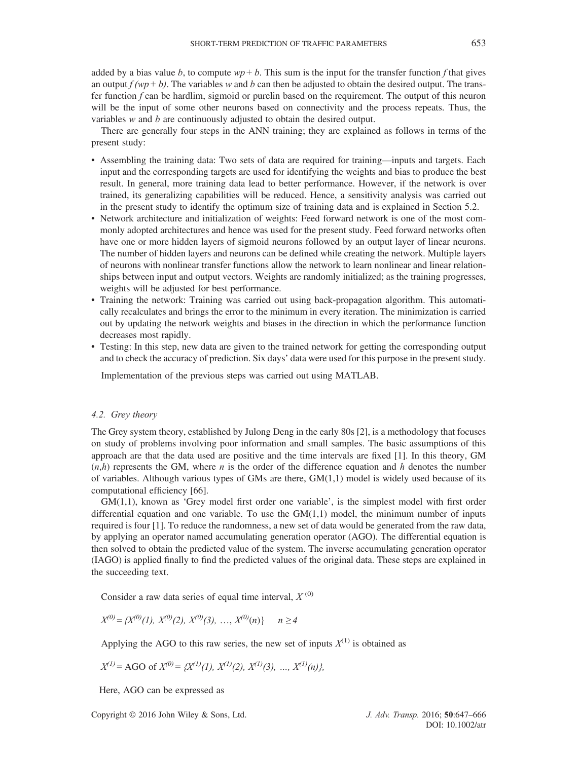added by a bias value $b$, to compute $wp+b$. This sum is the input for the transfer function $f$ that gives an output $f(wp+b)$. The variables $w$ and $b$ can then be adjusted to obtain the desired output. The transfer function $f$ can be hardlim, sigmoid or purelin based on the requirement. The output of this neuron will be the input of some other neurons based on connectivity and the process repeats. Thus, the variables $w$ and $b$ are continuously adjusted to obtain the desired output.

There are generally four steps in the ANN training; they are explained as follows in terms of the present study:

- Assembling the training data: Two sets of data are required for training—inputs and targets. Each input and the corresponding targets are used for identifying the weights and bias to produce the best result. In general, more training data lead to better performance. However, if the network is over trained, its generalizing capabilities will be reduced. Hence, a sensitivity analysis was carried out in the present study to identify the optimum size of training data and is explained in Section 5.2.
- Network architecture and initialization of weights: Feed forward network is one of the most commonly adopted architectures and hence was used for the present study. Feed forward networks often have one or more hidden layers of sigmoid neurons followed by an output layer of linear neurons. The number of hidden layers and neurons can be defined while creating the network. Multiple layers of neurons with nonlinear transfer functions allow the network to learn nonlinear and linear relationships between input and output vectors. Weights are randomly initialized; as the training progresses, weights will be adjusted for best performance.
- Training the network: Training was carried out using back-propagation algorithm. This automatically recalculates and brings the error to the minimum in every iteration. The minimization is carried out by updating the network weights and biases in the direction in which the performance function decreases most rapidly.
- Testing: In this step, new data are given to the trained network for getting the corresponding output and to check the accuracy of prediction. Six days' data were used for this purpose in the present study.

Implementation of the previous steps was carried out using MATLAB.

### 4.2. Grey theory

The Grey system theory, established by Julong Deng in the early 80s [2], is a methodology that focuses on study of problems involving poor information and small samples. The basic assumptions of this approach are that the data used are positive and the time intervals are fixed [1]. In this theory, GM $(n,h)$ represents the GM, where $n$ is the order of the difference equation and $h$ denotes the number of variables. Although various types of GMs are there, GM(1,1) model is widely used because of its computational efficiency [66].

GM(1,1), known as 'Grey model first order one variable', is the simplest model with first order differential equation and one variable. To use the GM(1,1) model, the minimum number of inputs required is four [1]. To reduce the randomness, a new set of data would be generated from the raw data, by applying an operator named accumulating generation operator (AGO). The differential equation is then solved to obtain the predicted value of the system. The inverse accumulating generation operator (IAGO) is applied finally to find the predicted values of the original data. These steps are explained in the succeeding text.

Consider a raw data series of equal time interval, $X^{(0)}$

$$X^{(0)} = \{X^{(0)}(1), X^{(0)}(2), X^{(0)}(3), \ldots, X^{(0)}(n)\} \quad n \geq 4$$

Applying the AGO to this raw series, the new set of inputs $X^{(1)}$ is obtained as

$$X^{(1)} = \text{AGO of } X^{(0)} = \{X^{(1)}(1), X^{(1)}(2), X^{(1)}(3), \ldots, X^{(1)}(n)\},$$

Here, AGO can be expressed as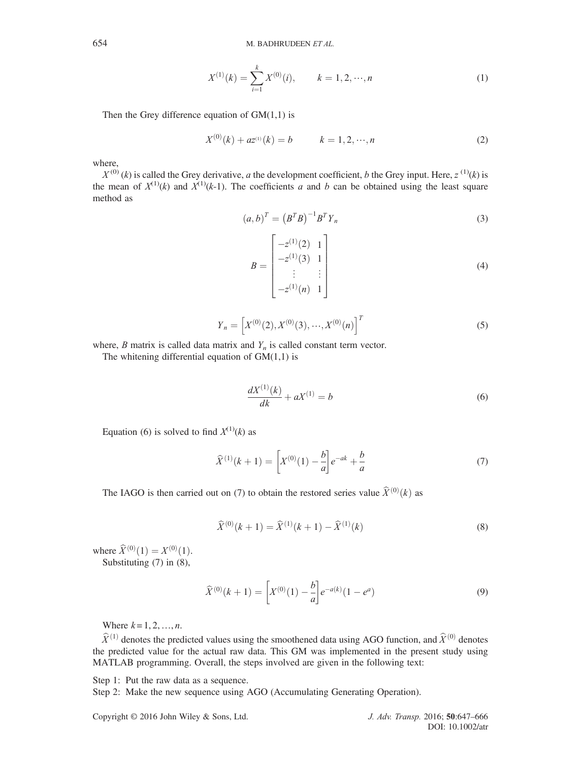$$X^{(1)}(k) = \sum_{i=1}^{k} X^{(0)}(i), \qquad k = 1, 2, \cdots, n \tag{1}$$

Then the Grey difference equation of GM(1,1) is

$$X^{(0)}(k) + az^{(1)}(k) = b \qquad k = 1, 2, \cdots, n \tag{2}$$

where,

$X^{(0)}(k)$ is called the Grey derivative, $a$ the development coefficient, $b$ the Grey input. Here, $z^{(1)}(k)$ is the mean of $X^{(1)}(k)$ and $X^{(1)}(k\text{-}1)$. The coefficients $a$ and $b$ can be obtained using the least square method as

$$(a, b)^T = \left(B^T B\right)^{-1} B^T Y_n \tag{3}$$

$$B = \begin{bmatrix} -z^{(1)}(2) & 1 \\ -z^{(1)}(3) & 1 \\ \vdots & \vdots \\ -z^{(1)}(n) & 1 \end{bmatrix} \tag{4}$$

$$Y_n = \left[X^{(0)}(2), X^{(0)}(3), \cdots, X^{(0)}(n)\right]^T \tag{5}$$

where, $B$ matrix is called data matrix and $Y_n$ is called constant term vector.

The whitening differential equation of GM(1,1) is

$$\frac{dX^{(1)}(k)}{dk} + aX^{(1)} = b \tag{6}$$

Equation (6) is solved to find $X^{(1)}(k)$ as

$$\widehat{X}^{(1)}(k+1) = \left[X^{(0)}(1) - \frac{b}{a}\right] e^{-ak} + \frac{b}{a} \tag{7}$$

The IAGO is then carried out on (7) to obtain the restored series value $\widehat{X}^{(0)}(k)$ as

$$\widehat{X}^{(0)}(k+1) = \widehat{X}^{(1)}(k+1) - \widehat{X}^{(1)}(k) \tag{8}$$

where $\widehat{X}^{(0)}(1) = X^{(0)}(1)$.

Substituting (7) in (8),

$$\widehat{X}^{(0)}(k+1) = \left[X^{(0)}(1) - \frac{b}{a}\right] e^{-a(k)} \left(1 - e^{a}\right) \tag{9}$$

Where $k = 1, 2, \ldots, n$.

$\widehat{X}^{(1)}$ denotes the predicted values using the smoothened data using AGO function, and $\widehat{X}^{(0)}$ denotes the predicted value for the actual raw data. This GM was implemented in the present study using MATLAB programming. Overall, the steps involved are given in the following text:

Step 1: Put the raw data as a sequence.

Step 2: Make the new sequence using AGO (Accumulating Generating Operation).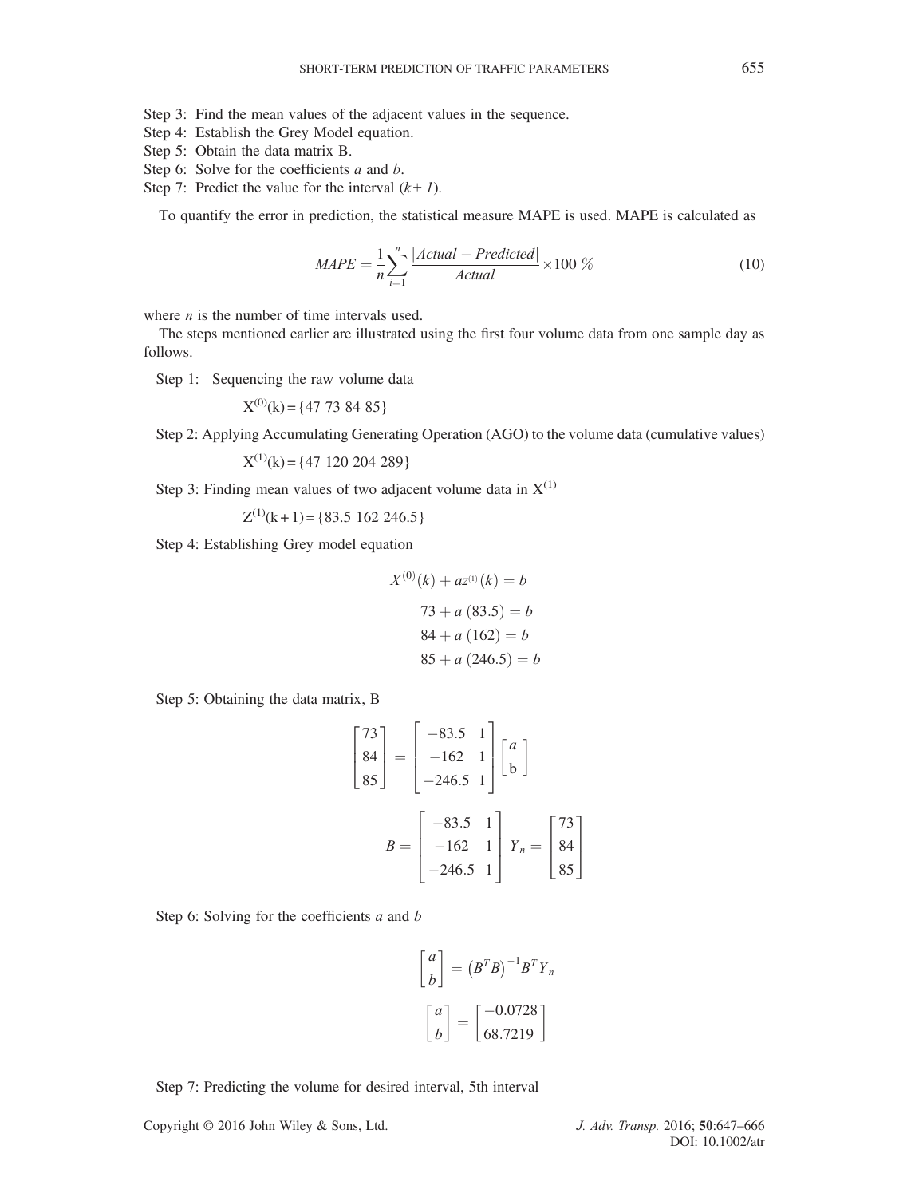Step 3: Find the mean values of the adjacent values in the sequence.
Step 4: Establish the Grey Model equation.
Step 5: Obtain the data matrix B.
Step 6: Solve for the coefficients *a* and *b*.
Step 7: Predict the value for the interval ($k+1$).

To quantify the error in prediction, the statistical measure MAPE is used. MAPE is calculated as

$$MAPE = \frac{1}{n}\sum_{i=1}^{n}\frac{|Actual - Predicted|}{Actual}\times 100\ \% \tag{10}$$

where *n* is the number of time intervals used.

The steps mentioned earlier are illustrated using the first four volume data from one sample day as follows.

Step 1: Sequencing the raw volume data

$$X^{(0)}(k) = \{47\ 73\ 84\ 85\}$$

Step 2: Applying Accumulating Generating Operation (AGO) to the volume data (cumulative values)

$$X^{(1)}(k) = \{47\ 120\ 204\ 289\}$$

Step 3: Finding mean values of two adjacent volume data in $X^{(1)}$

$$Z^{(1)}(k+1) = \{83.5\ 162\ 246.5\}$$

Step 4: Establishing Grey model equation

$$X^{(0)}(k) + az^{(1)}(k) = b$$

$$73 + a\ (83.5) = b$$

$$84 + a\ (162) = b$$

$$85 + a\ (246.5) = b$$

Step 5: Obtaining the data matrix, B

$$\begin{bmatrix} 73 \\ 84 \\ 85 \end{bmatrix} = \begin{bmatrix} -83.5 & 1 \\ -162 & 1 \\ -246.5 & 1 \end{bmatrix} \begin{bmatrix} a \\ \mathrm{b} \end{bmatrix}$$

$$B = \begin{bmatrix} -83.5 & 1 \\ -162 & 1 \\ -246.5 & 1 \end{bmatrix}\ Y_n = \begin{bmatrix} 73 \\ 84 \\ 85 \end{bmatrix}$$

Step 6: Solving for the coefficients *a* and *b*

$$\begin{bmatrix} a \\ b \end{bmatrix} = \left(B^T B\right)^{-1} B^T Y_n$$

$$\begin{bmatrix} a \\ b \end{bmatrix} = \begin{bmatrix} -0.0728 \\ 68.7219 \end{bmatrix}$$

Step 7: Predicting the volume for desired interval, 5th interval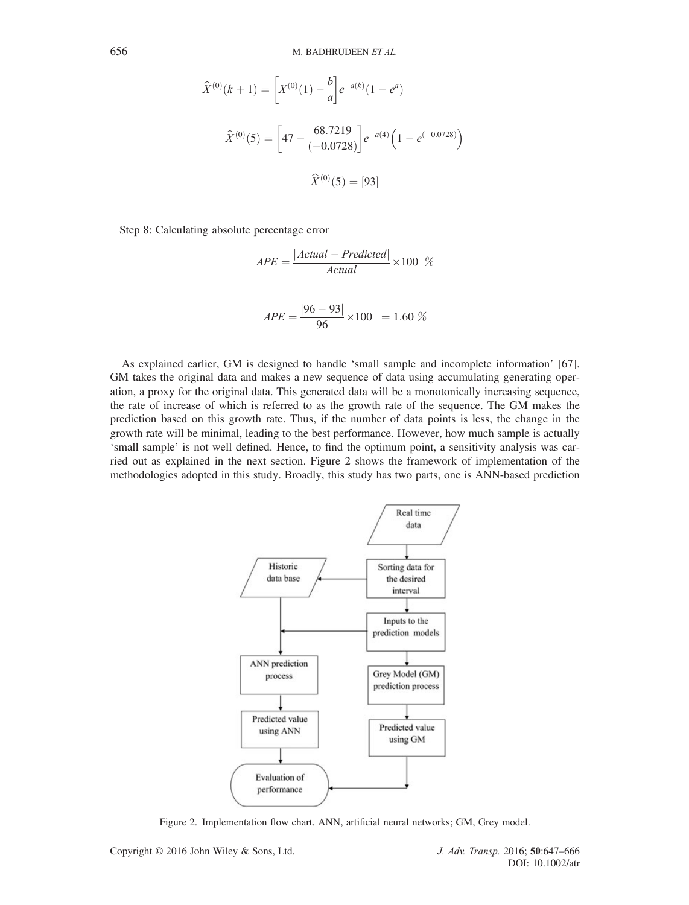$$\widehat{X}^{(0)}(k+1) = \left[X^{(0)}(1) - \frac{b}{a}\right]e^{-a(k)}(1 - e^{a})$$

$$\widehat{X}^{(0)}(5) = \left[47 - \frac{68.7219}{(-0.0728)}\right]e^{-a(4)}\left(1 - e^{(-0.0728)}\right)$$

$$\widehat{X}^{(0)}(5) = [93]$$

Step 8: Calculating absolute percentage error

$$APE = \frac{|Actual - Predicted|}{Actual} \times 100 \ \%$$

$$APE = \frac{|96 - 93|}{96} \times 100 \ \ = 1.60 \ \%$$

As explained earlier, GM is designed to handle 'small sample and incomplete information' [67]. GM takes the original data and makes a new sequence of data using accumulating generating operation, a proxy for the original data. This generated data will be a monotonically increasing sequence, the rate of increase of which is referred to as the growth rate of the sequence. The GM makes the prediction based on this growth rate. Thus, if the number of data points is less, the change in the growth rate will be minimal, leading to the best performance. However, how much sample is actually 'small sample' is not well defined. Hence, to find the optimum point, a sensitivity analysis was carried out as explained in the next section. Figure 2 shows the framework of implementation of the methodologies adopted in this study. Broadly, this study has two parts, one is ANN-based prediction

Figure 2. Implementation flow chart. ANN, artificial neural networks; GM, Grey model.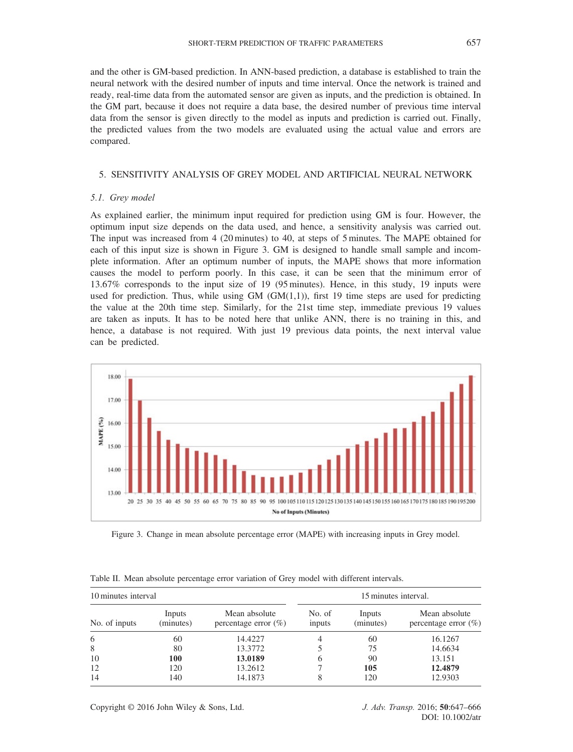and the other is GM-based prediction. In ANN-based prediction, a database is established to train the neural network with the desired number of inputs and time interval. Once the network is trained and ready, real-time data from the automated sensor are given as inputs, and the prediction is obtained. In the GM part, because it does not require a data base, the desired number of previous time interval data from the sensor is given directly to the model as inputs and prediction is carried out. Finally, the predicted values from the two models are evaluated using the actual value and errors are compared.

## 5. SENSITIVITY ANALYSIS OF GREY MODEL AND ARTIFICIAL NEURAL NETWORK

### 5.1. *Grey model*

As explained earlier, the minimum input required for prediction using GM is four. However, the optimum input size depends on the data used, and hence, a sensitivity analysis was carried out. The input was increased from 4 (20 minutes) to 40, at steps of 5 minutes. The MAPE obtained for each of this input size is shown in Figure 3. GM is designed to handle small sample and incomplete information. After an optimum number of inputs, the MAPE shows that more information causes the model to perform poorly. In this case, it can be seen that the minimum error of 13.67% corresponds to the input size of 19 (95 minutes). Hence, in this study, 19 inputs were used for prediction. Thus, while using GM (GM(1,1)), first 19 time steps are used for predicting the value at the 20th time step. Similarly, for the 21st time step, immediate previous 19 values are taken as inputs. It has to be noted here that unlike ANN, there is no training in this, and hence, a database is not required. With just 19 previous data points, the next interval value can be predicted.

Figure 3. Change in mean absolute percentage error (MAPE) with increasing inputs in Grey model.

Table II. Mean absolute percentage error variation of Grey model with different intervals.

| 10 minutes interval | | | 15 minutes interval. | | |
|---|---|---|---|---|---|
| No. of inputs | Inputs (minutes) | Mean absolute percentage error (%) | No. of inputs | Inputs (minutes) | Mean absolute percentage error (%) |
| 6 | 60 | 14.4227 | 4 | 60 | 16.1267 |
| 8 | 80 | 13.3772 | 5 | 75 | 14.6634 |
| 10 | **100** | **13.0189** | 6 | 90 | 13.151 |
| 12 | 120 | 13.2612 | 7 | **105** | **12.4879** |
| 14 | 140 | 14.1873 | 8 | 120 | 12.9303 |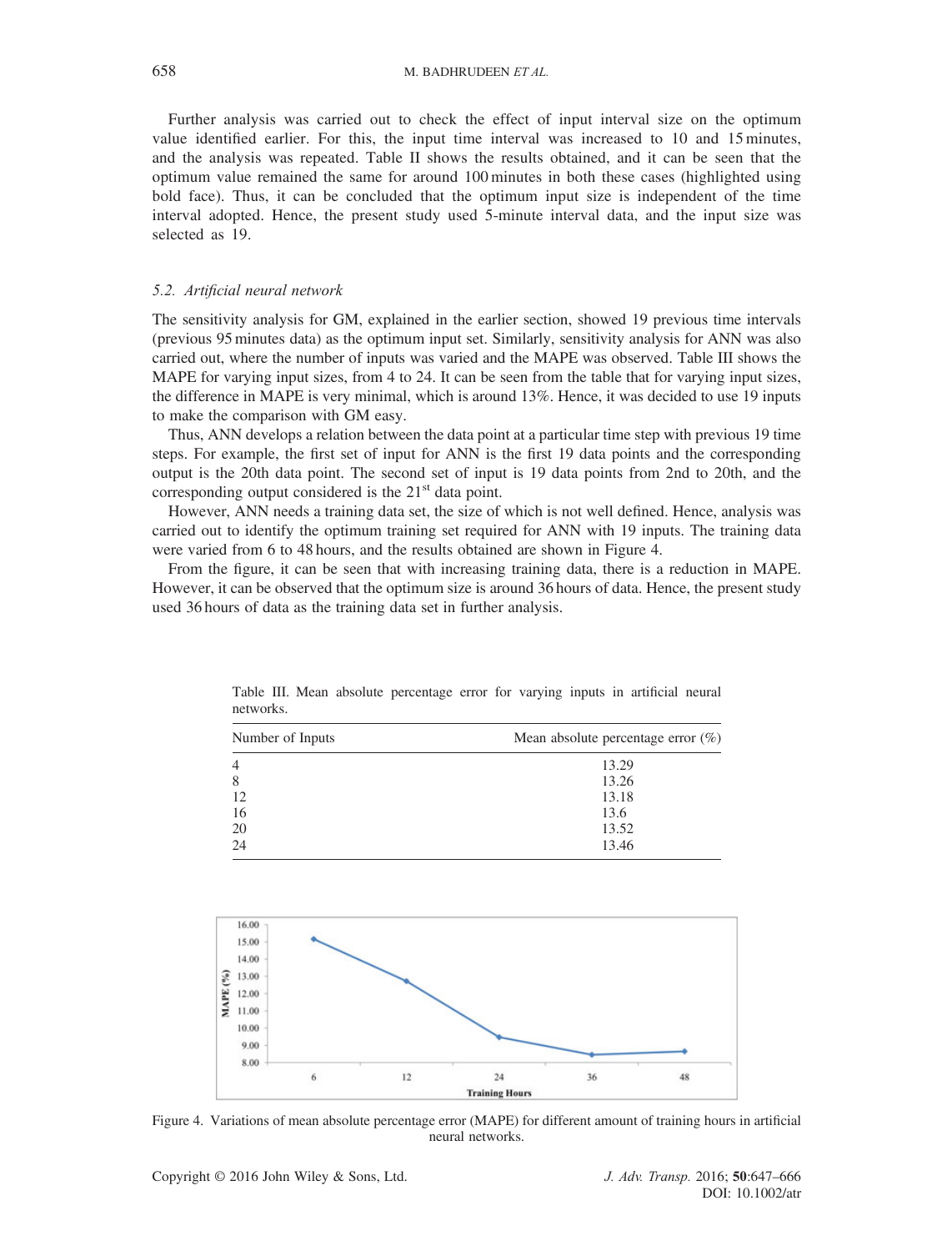Further analysis was carried out to check the effect of input interval size on the optimum value identified earlier. For this, the input time interval was increased to 10 and 15 minutes, and the analysis was repeated. Table II shows the results obtained, and it can be seen that the optimum value remained the same for around 100 minutes in both these cases (highlighted using bold face). Thus, it can be concluded that the optimum input size is independent of the time interval adopted. Hence, the present study used 5-minute interval data, and the input size was selected as 19.

### 5.2. *Artificial neural network*

The sensitivity analysis for GM, explained in the earlier section, showed 19 previous time intervals (previous 95 minutes data) as the optimum input set. Similarly, sensitivity analysis for ANN was also carried out, where the number of inputs was varied and the MAPE was observed. Table III shows the MAPE for varying input sizes, from 4 to 24. It can be seen from the table that for varying input sizes, the difference in MAPE is very minimal, which is around 13%. Hence, it was decided to use 19 inputs to make the comparison with GM easy.

Thus, ANN develops a relation between the data point at a particular time step with previous 19 time steps. For example, the first set of input for ANN is the first 19 data points and the corresponding output is the 20th data point. The second set of input is 19 data points from 2nd to 20th, and the corresponding output considered is the 21st data point.

However, ANN needs a training data set, the size of which is not well defined. Hence, analysis was carried out to identify the optimum training set required for ANN with 19 inputs. The training data were varied from 6 to 48 hours, and the results obtained are shown in Figure 4.

From the figure, it can be seen that with increasing training data, there is a reduction in MAPE. However, it can be observed that the optimum size is around 36 hours of data. Hence, the present study used 36 hours of data as the training data set in further analysis.

Table III. Mean absolute percentage error for varying inputs in artificial neural networks.

| Number of Inputs | Mean absolute percentage error (%) |
|---|---|
| 4 | 13.29 |
| 8 | 13.26 |
| 12 | 13.18 |
| 16 | 13.6 |
| 20 | 13.52 |
| 24 | 13.46 |

Figure 4. Variations of mean absolute percentage error (MAPE) for different amount of training hours in artificial neural networks.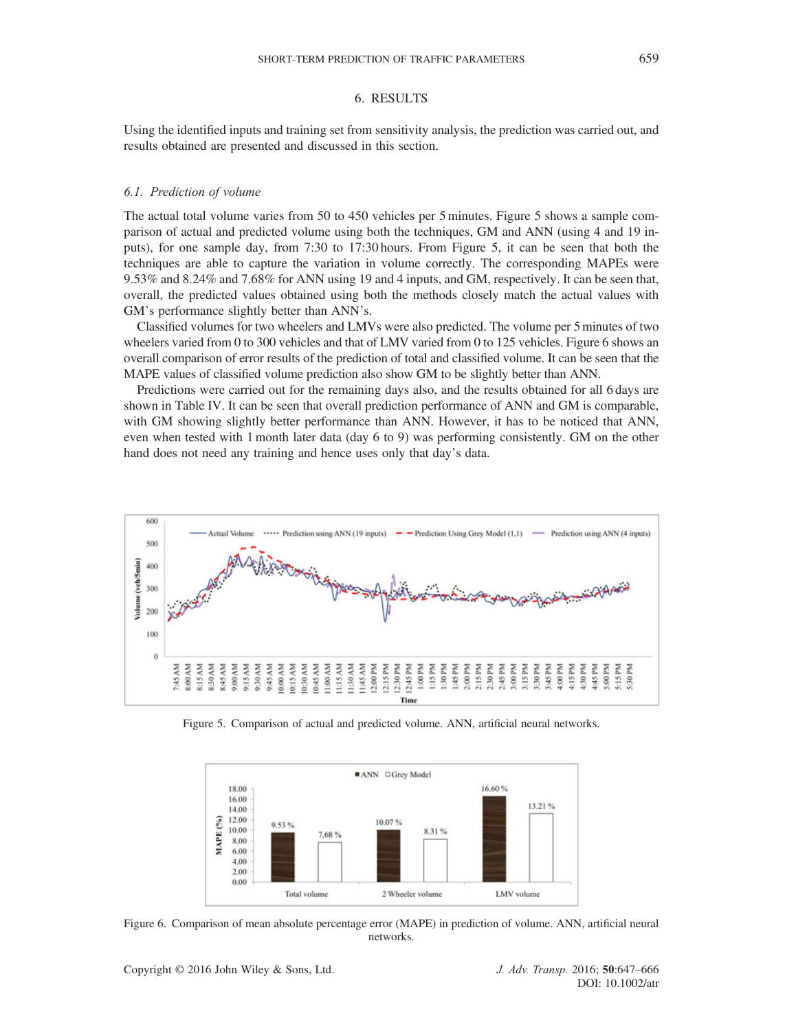## 6. RESULTS

Using the identified inputs and training set from sensitivity analysis, the prediction was carried out, and results obtained are presented and discussed in this section.

### 6.1. *Prediction of volume*

The actual total volume varies from 50 to 450 vehicles per 5 minutes. Figure 5 shows a sample comparison of actual and predicted volume using both the techniques, GM and ANN (using 4 and 19 inputs), for one sample day, from 7:30 to 17:30 hours. From Figure 5, it can be seen that both the techniques are able to capture the variation in volume correctly. The corresponding MAPEs were 9.53% and 8.24% and 7.68% for ANN using 19 and 4 inputs, and GM, respectively. It can be seen that, overall, the predicted values obtained using both the methods closely match the actual values with GM's performance slightly better than ANN's.

Classified volumes for two wheelers and LMVs were also predicted. The volume per 5 minutes of two wheelers varied from 0 to 300 vehicles and that of LMV varied from 0 to 125 vehicles. Figure 6 shows an overall comparison of error results of the prediction of total and classified volume. It can be seen that the MAPE values of classified volume prediction also show GM to be slightly better than ANN.

Predictions were carried out for the remaining days also, and the results obtained for all 6 days are shown in Table IV. It can be seen that overall prediction performance of ANN and GM is comparable, with GM showing slightly better performance than ANN. However, it has to be noticed that ANN, even when tested with 1 month later data (day 6 to 9) was performing consistently. GM on the other hand does not need any training and hence uses only that day's data.

Figure 5. Comparison of actual and predicted volume. ANN, artificial neural networks.

Figure 6. Comparison of mean absolute percentage error (MAPE) in prediction of volume. ANN, artificial neural networks.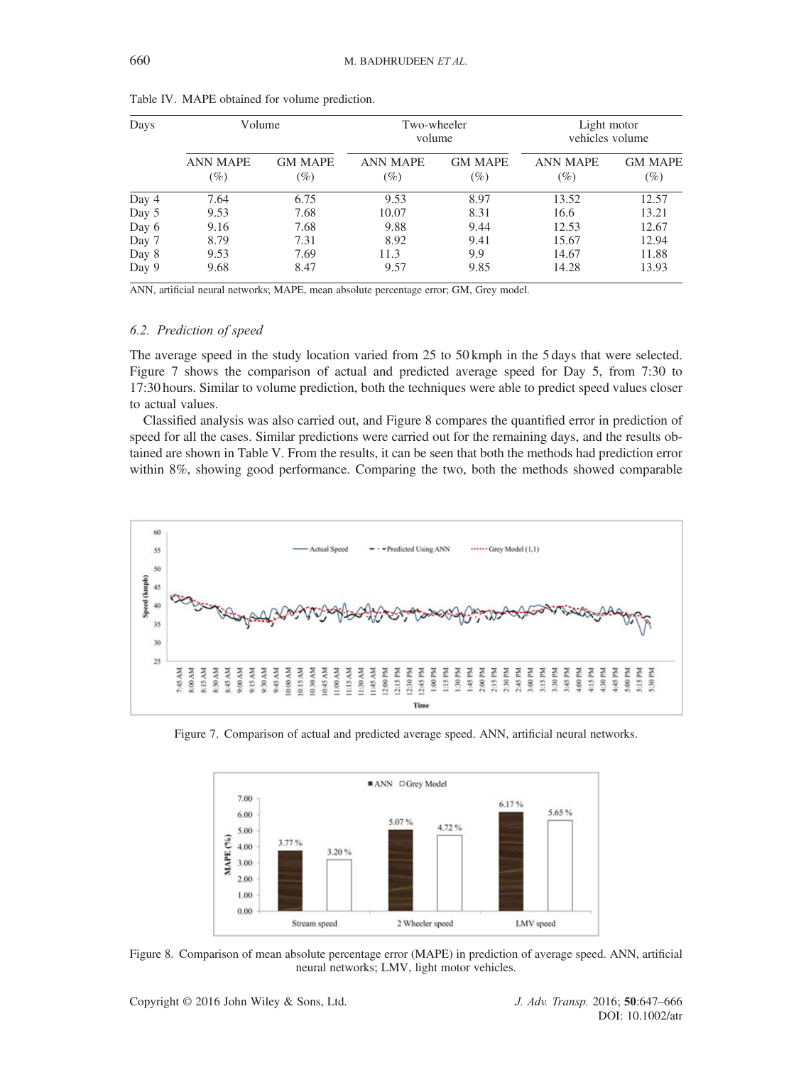Table IV. MAPE obtained for volume prediction.

| Days | Volume | | Two-wheeler volume | | Light motor vehicles volume | |
|---|---|---|---|---|---|---|
| | ANN MAPE (%) | GM MAPE (%) | ANN MAPE (%) | GM MAPE (%) | ANN MAPE (%) | GM MAPE (%) |
| Day 4 | 7.64 | 6.75 | 9.53 | 8.97 | 13.52 | 12.57 |
| Day 5 | 9.53 | 7.68 | 10.07 | 8.31 | 16.6 | 13.21 |
| Day 6 | 9.16 | 7.68 | 9.88 | 9.44 | 12.53 | 12.67 |
| Day 7 | 8.79 | 7.31 | 8.92 | 9.41 | 15.67 | 12.94 |
| Day 8 | 9.53 | 7.69 | 11.3 | 9.9 | 14.67 | 11.88 |
| Day 9 | 9.68 | 8.47 | 9.57 | 9.85 | 14.28 | 13.93 |

ANN, artificial neural networks; MAPE, mean absolute percentage error; GM, Grey model.

### 6.2. Prediction of speed

The average speed in the study location varied from 25 to 50 kmph in the 5 days that were selected. Figure 7 shows the comparison of actual and predicted average speed for Day 5, from 7:30 to 17:30 hours. Similar to volume prediction, both the techniques were able to predict speed values closer to actual values.

Classified analysis was also carried out, and Figure 8 compares the quantified error in prediction of speed for all the cases. Similar predictions were carried out for the remaining days, and the results obtained are shown in Table V. From the results, it can be seen that both the methods had prediction error within 8%, showing good performance. Comparing the two, both the methods showed comparable

Figure 7. Comparison of actual and predicted average speed. ANN, artificial neural networks.

Figure 8. Comparison of mean absolute percentage error (MAPE) in prediction of average speed. ANN, artificial neural networks; LMV, light motor vehicles.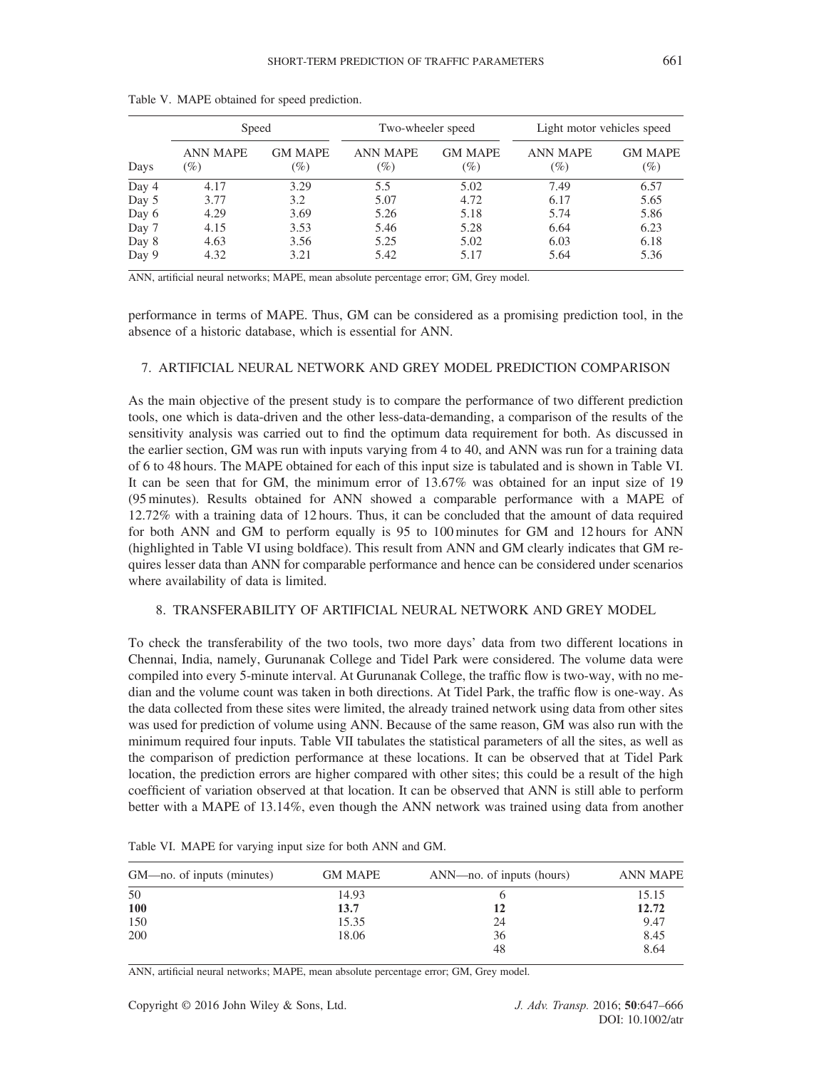Table V. MAPE obtained for speed prediction.

| | Speed | | Two-wheeler speed | | Light motor vehicles speed | |
|---|---|---|---|---|---|---|
| Days | ANN MAPE (%) | GM MAPE (%) | ANN MAPE (%) | GM MAPE (%) | ANN MAPE (%) | GM MAPE (%) |
| Day 4 | 4.17 | 3.29 | 5.5 | 5.02 | 7.49 | 6.57 |
| Day 5 | 3.77 | 3.2 | 5.07 | 4.72 | 6.17 | 5.65 |
| Day 6 | 4.29 | 3.69 | 5.26 | 5.18 | 5.74 | 5.86 |
| Day 7 | 4.15 | 3.53 | 5.46 | 5.28 | 6.64 | 6.23 |
| Day 8 | 4.63 | 3.56 | 5.25 | 5.02 | 6.03 | 6.18 |
| Day 9 | 4.32 | 3.21 | 5.42 | 5.17 | 5.64 | 5.36 |

ANN, artificial neural networks; MAPE, mean absolute percentage error; GM, Grey model.

performance in terms of MAPE. Thus, GM can be considered as a promising prediction tool, in the absence of a historic database, which is essential for ANN.

## 7. ARTIFICIAL NEURAL NETWORK AND GREY MODEL PREDICTION COMPARISON

As the main objective of the present study is to compare the performance of two different prediction tools, one which is data-driven and the other less-data-demanding, a comparison of the results of the sensitivity analysis was carried out to find the optimum data requirement for both. As discussed in the earlier section, GM was run with inputs varying from 4 to 40, and ANN was run for a training data of 6 to 48 hours. The MAPE obtained for each of this input size is tabulated and is shown in Table VI. It can be seen that for GM, the minimum error of 13.67% was obtained for an input size of 19 (95 minutes). Results obtained for ANN showed a comparable performance with a MAPE of 12.72% with a training data of 12 hours. Thus, it can be concluded that the amount of data required for both ANN and GM to perform equally is 95 to 100 minutes for GM and 12 hours for ANN (highlighted in Table VI using boldface). This result from ANN and GM clearly indicates that GM requires lesser data than ANN for comparable performance and hence can be considered under scenarios where availability of data is limited.

## 8. TRANSFERABILITY OF ARTIFICIAL NEURAL NETWORK AND GREY MODEL

To check the transferability of the two tools, two more days' data from two different locations in Chennai, India, namely, Gurunanak College and Tidel Park were considered. The volume data were compiled into every 5-minute interval. At Gurunanak College, the traffic flow is two-way, with no median and the volume count was taken in both directions. At Tidel Park, the traffic flow is one-way. As the data collected from these sites were limited, the already trained network using data from other sites was used for prediction of volume using ANN. Because of the same reason, GM was also run with the minimum required four inputs. Table VII tabulates the statistical parameters of all the sites, as well as the comparison of prediction performance at these locations. It can be observed that at Tidel Park location, the prediction errors are higher compared with other sites; this could be a result of the high coefficient of variation observed at that location. It can be observed that ANN is still able to perform better with a MAPE of 13.14%, even though the ANN network was trained using data from another

Table VI. MAPE for varying input size for both ANN and GM.

| GM—no. of inputs (minutes) | GM MAPE | ANN—no. of inputs (hours) | ANN MAPE |
|---|---|---|---|
| 50 | 14.93 | 6 | 15.15 |
| **100** | **13.7** | **12** | **12.72** |
| 150 | 15.35 | 24 | 9.47 |
| 200 | 18.06 | 36 | 8.45 |
| | | 48 | 8.64 |

ANN, artificial neural networks; MAPE, mean absolute percentage error; GM, Grey model.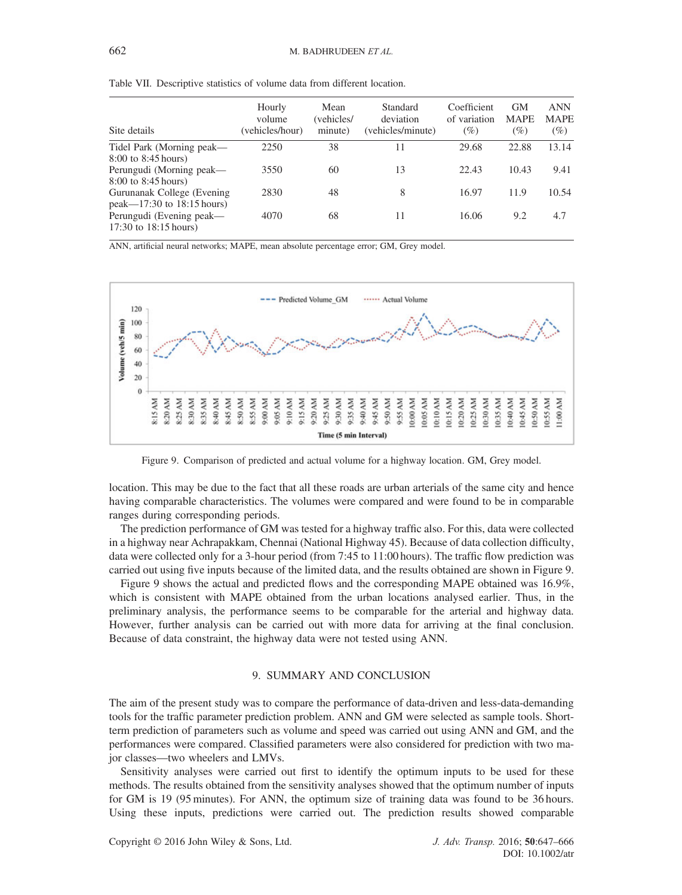Table VII. Descriptive statistics of volume data from different location.

| Site details | Hourly volume (vehicles/hour) | Mean (vehicles/minute) | Standard deviation (vehicles/minute) | Coefficient of variation (%) | GM MAPE (%) | ANN MAPE (%) |
|---|---|---|---|---|---|---|
| Tidel Park (Morning peak—8:00 to 8:45 hours) | 2250 | 38 | 11 | 29.68 | 22.88 | 13.14 |
| Perungudi (Morning peak—8:00 to 8:45 hours) | 3550 | 60 | 13 | 22.43 | 10.43 | 9.41 |
| Gurunanak College (Evening peak—17:30 to 18:15 hours) | 2830 | 48 | 8 | 16.97 | 11.9 | 10.54 |
| Perungudi (Evening peak—17:30 to 18:15 hours) | 4070 | 68 | 11 | 16.06 | 9.2 | 4.7 |

ANN, artificial neural networks; MAPE, mean absolute percentage error; GM, Grey model.

Figure 9. Comparison of predicted and actual volume for a highway location. GM, Grey model.

location. This may be due to the fact that all these roads are urban arterials of the same city and hence having comparable characteristics. The volumes were compared and were found to be in comparable ranges during corresponding periods.

The prediction performance of GM was tested for a highway traffic also. For this, data were collected in a highway near Achrapakkam, Chennai (National Highway 45). Because of data collection difficulty, data were collected only for a 3-hour period (from 7:45 to 11:00 hours). The traffic flow prediction was carried out using five inputs because of the limited data, and the results obtained are shown in Figure 9.

Figure 9 shows the actual and predicted flows and the corresponding MAPE obtained was 16.9%, which is consistent with MAPE obtained from the urban locations analysed earlier. Thus, in the preliminary analysis, the performance seems to be comparable for the arterial and highway data. However, further analysis can be carried out with more data for arriving at the final conclusion. Because of data constraint, the highway data were not tested using ANN.

## 9. SUMMARY AND CONCLUSION

The aim of the present study was to compare the performance of data-driven and less-data-demanding tools for the traffic parameter prediction problem. ANN and GM were selected as sample tools. Short-term prediction of parameters such as volume and speed was carried out using ANN and GM, and the performances were compared. Classified parameters were also considered for prediction with two major classes—two wheelers and LMVs.

Sensitivity analyses were carried out first to identify the optimum inputs to be used for these methods. The results obtained from the sensitivity analyses showed that the optimum number of inputs for GM is 19 (95 minutes). For ANN, the optimum size of training data was found to be 36 hours. Using these inputs, predictions were carried out. The prediction results showed comparable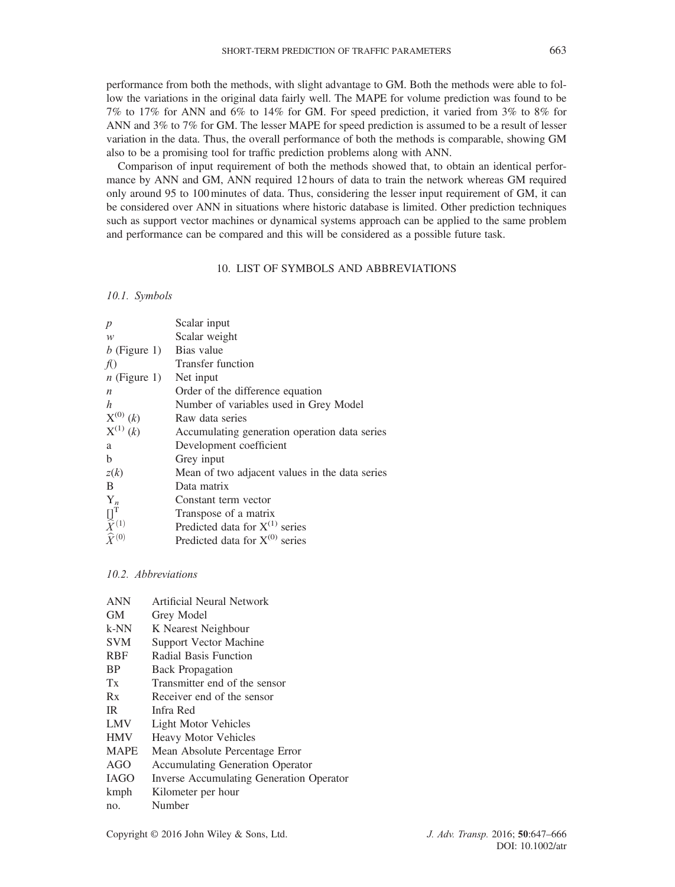performance from both the methods, with slight advantage to GM. Both the methods were able to follow the variations in the original data fairly well. The MAPE for volume prediction was found to be 7% to 17% for ANN and 6% to 14% for GM. For speed prediction, it varied from 3% to 8% for ANN and 3% to 7% for GM. The lesser MAPE for speed prediction is assumed to be a result of lesser variation in the data. Thus, the overall performance of both the methods is comparable, showing GM also to be a promising tool for traffic prediction problems along with ANN.

Comparison of input requirement of both the methods showed that, to obtain an identical performance by ANN and GM, ANN required 12 hours of data to train the network whereas GM required only around 95 to 100 minutes of data. Thus, considering the lesser input requirement of GM, it can be considered over ANN in situations where historic database is limited. Other prediction techniques such as support vector machines or dynamical systems approach can be applied to the same problem and performance can be compared and this will be considered as a possible future task.

## 10. LIST OF SYMBOLS AND ABBREVIATIONS

### *10.1. Symbols*

| | |
|---|---|
| $p$ | Scalar input |
| $w$ | Scalar weight |
| $b$ (Figure 1) | Bias value |
| $f()$ | Transfer function |
| $n$ (Figure 1) | Net input |
| $n$ | Order of the difference equation |
| $h$ | Number of variables used in Grey Model |
| $X^{(0)}(k)$ | Raw data series |
| $X^{(1)}(k)$ | Accumulating generation operation data series |
| a | Development coefficient |
| b | Grey input |
| $z(k)$ | Mean of two adjacent values in the data series |
| B | Data matrix |
| $Y_n$ | Constant term vector |
| $[]^T$ | Transpose of a matrix |
| $\widehat{X}^{(1)}$ | Predicted data for $X^{(1)}$ series |
| $\widehat{X}^{(0)}$ | Predicted data for $X^{(0)}$ series |

### *10.2. Abbreviations*

| | |
|---|---|
| ANN | Artificial Neural Network |
| GM | Grey Model |
| k-NN | K Nearest Neighbour |
| SVM | Support Vector Machine |
| RBF | Radial Basis Function |
| BP | Back Propagation |
| Tx | Transmitter end of the sensor |
| Rx | Receiver end of the sensor |
| IR | Infra Red |
| LMV | Light Motor Vehicles |
| HMV | Heavy Motor Vehicles |
| MAPE | Mean Absolute Percentage Error |
| AGO | Accumulating Generation Operator |
| IAGO | Inverse Accumulating Generation Operator |
| kmph | Kilometer per hour |
| no. | Number |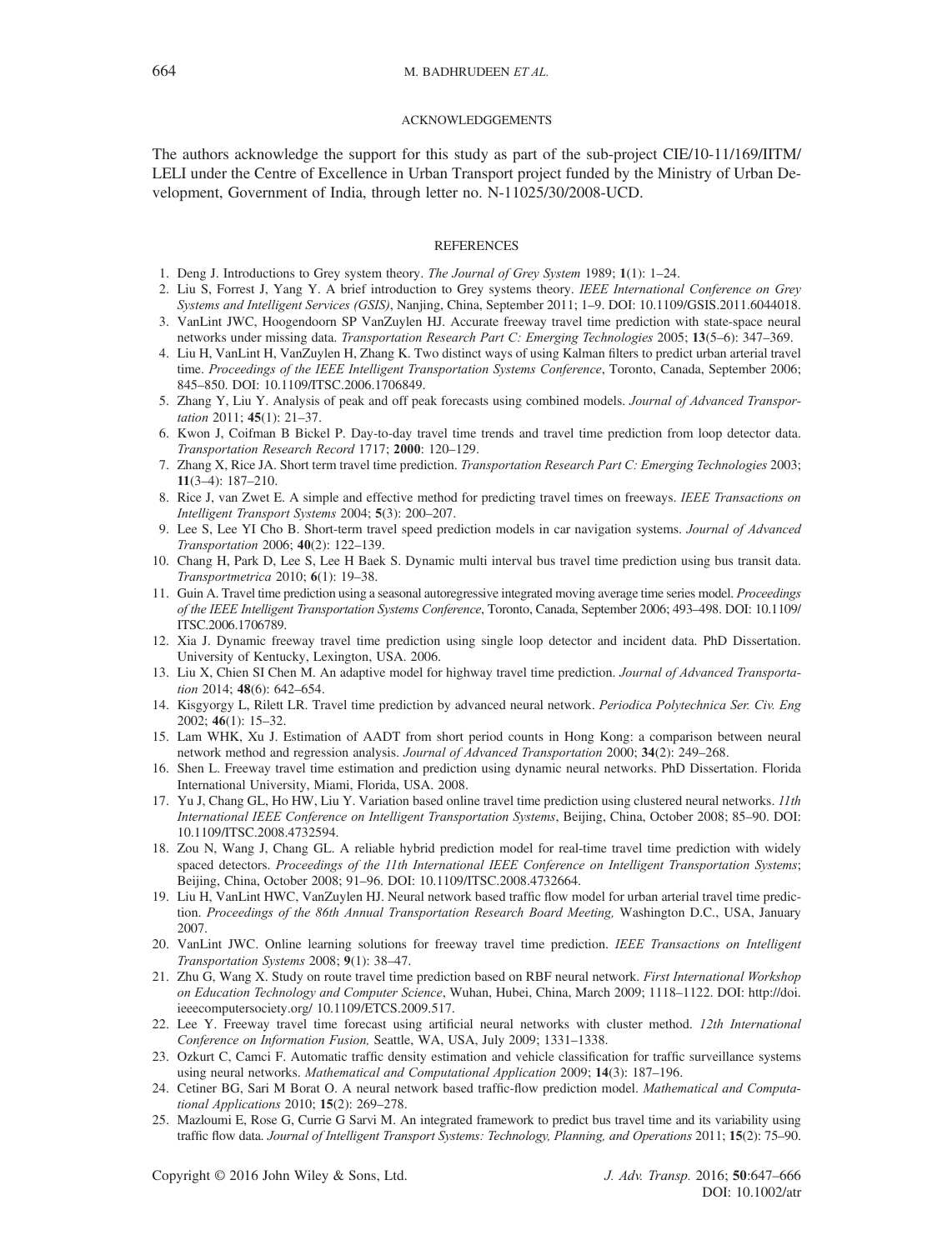## ACKNOWLEDGGEMENTS

The authors acknowledge the support for this study as part of the sub-project CIE/10-11/169/IITM/LELI under the Centre of Excellence in Urban Transport project funded by the Ministry of Urban Development, Government of India, through letter no. N-11025/30/2008-UCD.

## REFERENCES

1. Deng J. Introductions to Grey system theory. *The Journal of Grey System* 1989; **1**(1): 1–24.
2. Liu S, Forrest J, Yang Y. A brief introduction to Grey systems theory. *IEEE International Conference on Grey Systems and Intelligent Services (GSIS)*, Nanjing, China, September 2011; 1–9. DOI: 10.1109/GSIS.2011.6044018.
3. VanLint JWC, Hoogendoorn SP VanZuylen HJ. Accurate freeway travel time prediction with state-space neural networks under missing data. *Transportation Research Part C: Emerging Technologies* 2005; **13**(5–6): 347–369.
4. Liu H, VanLint H, VanZuylen H, Zhang K. Two distinct ways of using Kalman filters to predict urban arterial travel time. *Proceedings of the IEEE Intelligent Transportation Systems Conference*, Toronto, Canada, September 2006; 845–850. DOI: 10.1109/ITSC.2006.1706849.
5. Zhang Y, Liu Y. Analysis of peak and off peak forecasts using combined models. *Journal of Advanced Transportation* 2011; **45**(1): 21–37.
6. Kwon J, Coifman B Bickel P. Day-to-day travel time trends and travel time prediction from loop detector data. *Transportation Research Record* 1717; **2000**: 120–129.
7. Zhang X, Rice JA. Short term travel time prediction. *Transportation Research Part C: Emerging Technologies* 2003; **11**(3–4): 187–210.
8. Rice J, van Zwet E. A simple and effective method for predicting travel times on freeways. *IEEE Transactions on Intelligent Transport Systems* 2004; **5**(3): 200–207.
9. Lee S, Lee YI Cho B. Short-term travel speed prediction models in car navigation systems. *Journal of Advanced Transportation* 2006; **40**(2): 122–139.
10. Chang H, Park D, Lee S, Lee H Baek S. Dynamic multi interval bus travel time prediction using bus transit data. *Transportmetrica* 2010; **6**(1): 19–38.
11. Guin A. Travel time prediction using a seasonal autoregressive integrated moving average time series model. *Proceedings of the IEEE Intelligent Transportation Systems Conference*, Toronto, Canada, September 2006; 493–498. DOI: 10.1109/ITSC.2006.1706789.
12. Xia J. Dynamic freeway travel time prediction using single loop detector and incident data. PhD Dissertation. University of Kentucky, Lexington, USA. 2006.
13. Liu X, Chien SI Chen M. An adaptive model for highway travel time prediction. *Journal of Advanced Transportation* 2014; **48**(6): 642–654.
14. Kisgyorgy L, Rilett LR. Travel time prediction by advanced neural network. *Periodica Polytechnica Ser. Civ. Eng* 2002; **46**(1): 15–32.
15. Lam WHK, Xu J. Estimation of AADT from short period counts in Hong Kong: a comparison between neural network method and regression analysis. *Journal of Advanced Transportation* 2000; **34**(2): 249–268.
16. Shen L. Freeway travel time estimation and prediction using dynamic neural networks. PhD Dissertation. Florida International University, Miami, Florida, USA. 2008.
17. Yu J, Chang GL, Ho HW, Liu Y. Variation based online travel time prediction using clustered neural networks. *11th International IEEE Conference on Intelligent Transportation Systems*, Beijing, China, October 2008; 85–90. DOI: 10.1109/ITSC.2008.4732594.
18. Zou N, Wang J, Chang GL. A reliable hybrid prediction model for real-time travel time prediction with widely spaced detectors. *Proceedings of the 11th International IEEE Conference on Intelligent Transportation Systems*; Beijing, China, October 2008; 91–96. DOI: 10.1109/ITSC.2008.4732664.
19. Liu H, VanLint HWC, VanZuylen HJ. Neural network based traffic flow model for urban arterial travel time prediction. *Proceedings of the 86th Annual Transportation Research Board Meeting,* Washington D.C., USA, January 2007.
20. VanLint JWC. Online learning solutions for freeway travel time prediction. *IEEE Transactions on Intelligent Transportation Systems* 2008; **9**(1): 38–47.
21. Zhu G, Wang X. Study on route travel time prediction based on RBF neural network. *First International Workshop on Education Technology and Computer Science*, Wuhan, Hubei, China, March 2009; 1118–1122. DOI: http://doi.ieeecomputersociety.org/ 10.1109/ETCS.2009.517.
22. Lee Y. Freeway travel time forecast using artificial neural networks with cluster method. *12th International Conference on Information Fusion,* Seattle, WA, USA, July 2009; 1331–1338.
23. Ozkurt C, Camci F. Automatic traffic density estimation and vehicle classification for traffic surveillance systems using neural networks. *Mathematical and Computational Application* 2009; **14**(3): 187–196.
24. Cetiner BG, Sari M Borat O. A neural network based traffic-flow prediction model. *Mathematical and Computational Applications* 2010; **15**(2): 269–278.
25. Mazloumi E, Rose G, Currie G Sarvi M. An integrated framework to predict bus travel time and its variability using traffic flow data. *Journal of Intelligent Transport Systems: Technology, Planning, and Operations* 2011; **15**(2): 75–90.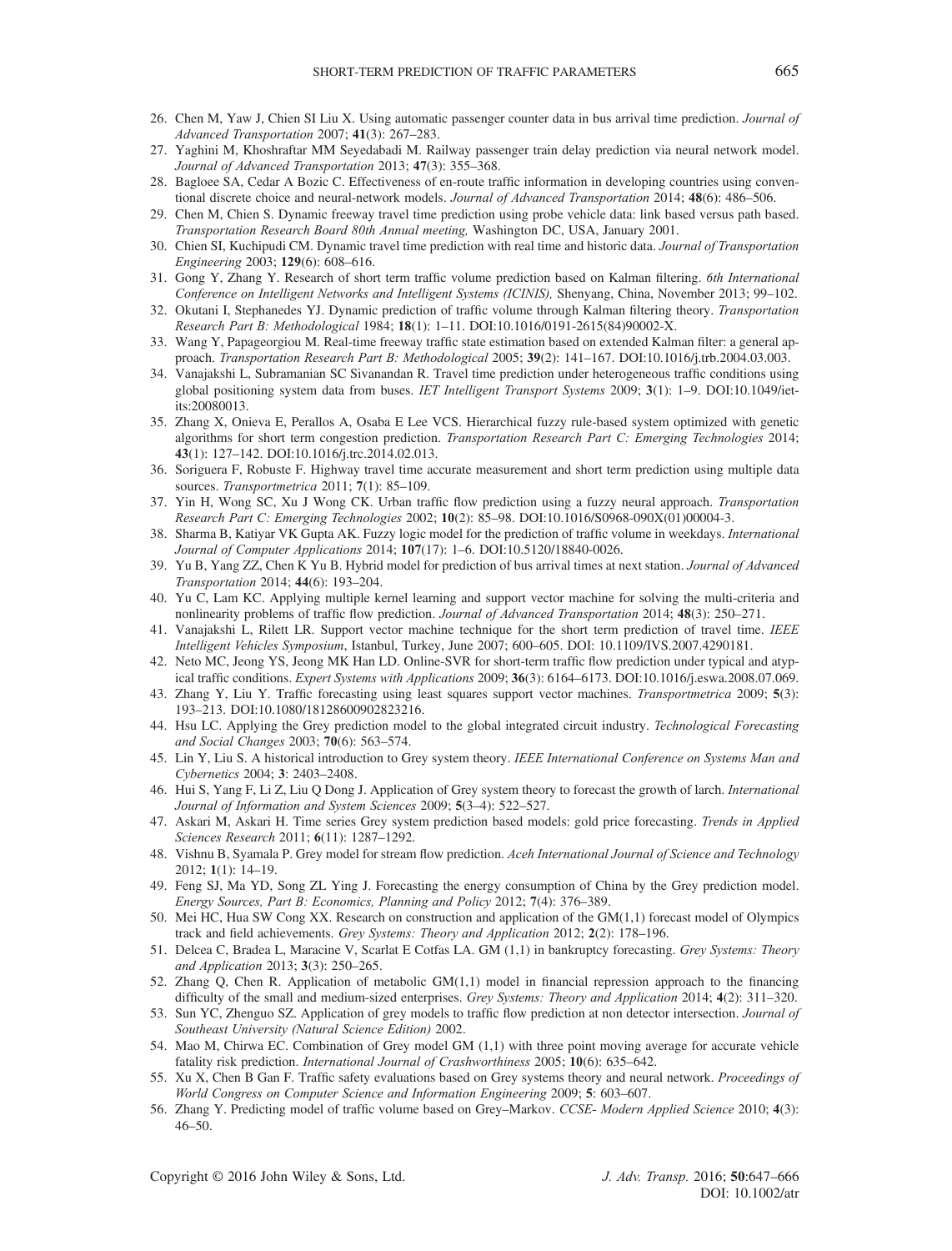26. Chen M, Yaw J, Chien SI Liu X. Using automatic passenger counter data in bus arrival time prediction. *Journal of Advanced Transportation* 2007; **41**(3): 267–283.
27. Yaghini M, Khoshraftar MM Seyedabadi M. Railway passenger train delay prediction via neural network model. *Journal of Advanced Transportation* 2013; **47**(3): 355–368.
28. Bagloee SA, Cedar A Bozic C. Effectiveness of en-route traffic information in developing countries using conventional discrete choice and neural-network models. *Journal of Advanced Transportation* 2014; **48**(6): 486–506.
29. Chen M, Chien S. Dynamic freeway travel time prediction using probe vehicle data: link based versus path based. *Transportation Research Board 80th Annual meeting,* Washington DC, USA, January 2001.
30. Chien SI, Kuchipudi CM. Dynamic travel time prediction with real time and historic data. *Journal of Transportation Engineering* 2003; **129**(6): 608–616.
31. Gong Y, Zhang Y. Research of short term traffic volume prediction based on Kalman filtering. *6th International Conference on Intelligent Networks and Intelligent Systems (ICINIS),* Shenyang, China, November 2013; 99–102.
32. Okutani I, Stephanedes YJ. Dynamic prediction of traffic volume through Kalman filtering theory. *Transportation Research Part B: Methodological* 1984; **18**(1): 1–11. DOI:10.1016/0191-2615(84)90002-X.
33. Wang Y, Papageorgiou M. Real-time freeway traffic state estimation based on extended Kalman filter: a general approach. *Transportation Research Part B: Methodological* 2005; **39**(2): 141–167. DOI:10.1016/j.trb.2004.03.003.
34. Vanajakshi L, Subramanian SC Sivanandan R. Travel time prediction under heterogeneous traffic conditions using global positioning system data from buses. *IET Intelligent Transport Systems* 2009; **3**(1): 1–9. DOI:10.1049/iet-its:20080013.
35. Zhang X, Onieva E, Perallos A, Osaba E Lee VCS. Hierarchical fuzzy rule-based system optimized with genetic algorithms for short term congestion prediction. *Transportation Research Part C: Emerging Technologies* 2014; **43**(1): 127–142. DOI:10.1016/j.trc.2014.02.013.
36. Soriguera F, Robuste F. Highway travel time accurate measurement and short term prediction using multiple data sources. *Transportmetrica* 2011; **7**(1): 85–109.
37. Yin H, Wong SC, Xu J Wong CK. Urban traffic flow prediction using a fuzzy neural approach. *Transportation Research Part C: Emerging Technologies* 2002; **10**(2): 85–98. DOI:10.1016/S0968-090X(01)00004-3.
38. Sharma B, Katiyar VK Gupta AK. Fuzzy logic model for the prediction of traffic volume in weekdays. *International Journal of Computer Applications* 2014; **107**(17): 1–6. DOI:10.5120/18840-0026.
39. Yu B, Yang ZZ, Chen K Yu B. Hybrid model for prediction of bus arrival times at next station. *Journal of Advanced Transportation* 2014; **44**(6): 193–204.
40. Yu C, Lam KC. Applying multiple kernel learning and support vector machine for solving the multi-criteria and nonlinearity problems of traffic flow prediction. *Journal of Advanced Transportation* 2014; **48**(3): 250–271.
41. Vanajakshi L, Rilett LR. Support vector machine technique for the short term prediction of travel time. *IEEE Intelligent Vehicles Symposium*, Istanbul, Turkey, June 2007; 600–605. DOI: 10.1109/IVS.2007.4290181.
42. Neto MC, Jeong YS, Jeong MK Han LD. Online-SVR for short-term traffic flow prediction under typical and atypical traffic conditions. *Expert Systems with Applications* 2009; **36**(3): 6164–6173. DOI:10.1016/j.eswa.2008.07.069.
43. Zhang Y, Liu Y. Traffic forecasting using least squares support vector machines. *Transportmetrica* 2009; **5**(3): 193–213. DOI:10.1080/18128600902823216.
44. Hsu LC. Applying the Grey prediction model to the global integrated circuit industry. *Technological Forecasting and Social Changes* 2003; **70**(6): 563–574.
45. Lin Y, Liu S. A historical introduction to Grey system theory. *IEEE International Conference on Systems Man and Cybernetics* 2004; **3**: 2403–2408.
46. Hui S, Yang F, Li Z, Liu Q Dong J. Application of Grey system theory to forecast the growth of larch. *International Journal of Information and System Sciences* 2009; **5**(3–4): 522–527.
47. Askari M, Askari H. Time series Grey system prediction based models: gold price forecasting. *Trends in Applied Sciences Research* 2011; **6**(11): 1287–1292.
48. Vishnu B, Syamala P. Grey model for stream flow prediction. *Aceh International Journal of Science and Technology* 2012; **1**(1): 14–19.
49. Feng SJ, Ma YD, Song ZL Ying J. Forecasting the energy consumption of China by the Grey prediction model. *Energy Sources, Part B: Economics, Planning and Policy* 2012; **7**(4): 376–389.
50. Mei HC, Hua SW Cong XX. Research on construction and application of the GM(1,1) forecast model of Olympics track and field achievements. *Grey Systems: Theory and Application* 2012; **2**(2): 178–196.
51. Delcea C, Bradea L, Maracine V, Scarlat E Cotfas LA. GM (1,1) in bankruptcy forecasting. *Grey Systems: Theory and Application* 2013; **3**(3): 250–265.
52. Zhang Q, Chen R. Application of metabolic GM(1,1) model in financial repression approach to the financing difficulty of the small and medium-sized enterprises. *Grey Systems: Theory and Application* 2014; **4**(2): 311–320.
53. Sun YC, Zhenguo SZ. Application of grey models to traffic flow prediction at non detector intersection. *Journal of Southeast University (Natural Science Edition)* 2002.
54. Mao M, Chirwa EC. Combination of Grey model GM (1,1) with three point moving average for accurate vehicle fatality risk prediction. *International Journal of Crashworthiness* 2005; **10**(6): 635–642.
55. Xu X, Chen B Gan F. Traffic safety evaluations based on Grey systems theory and neural network. *Proceedings of World Congress on Computer Science and Information Engineering* 2009; **5**: 603–607.
56. Zhang Y. Predicting model of traffic volume based on Grey–Markov. *CCSE- Modern Applied Science* 2010; **4**(3): 46–50.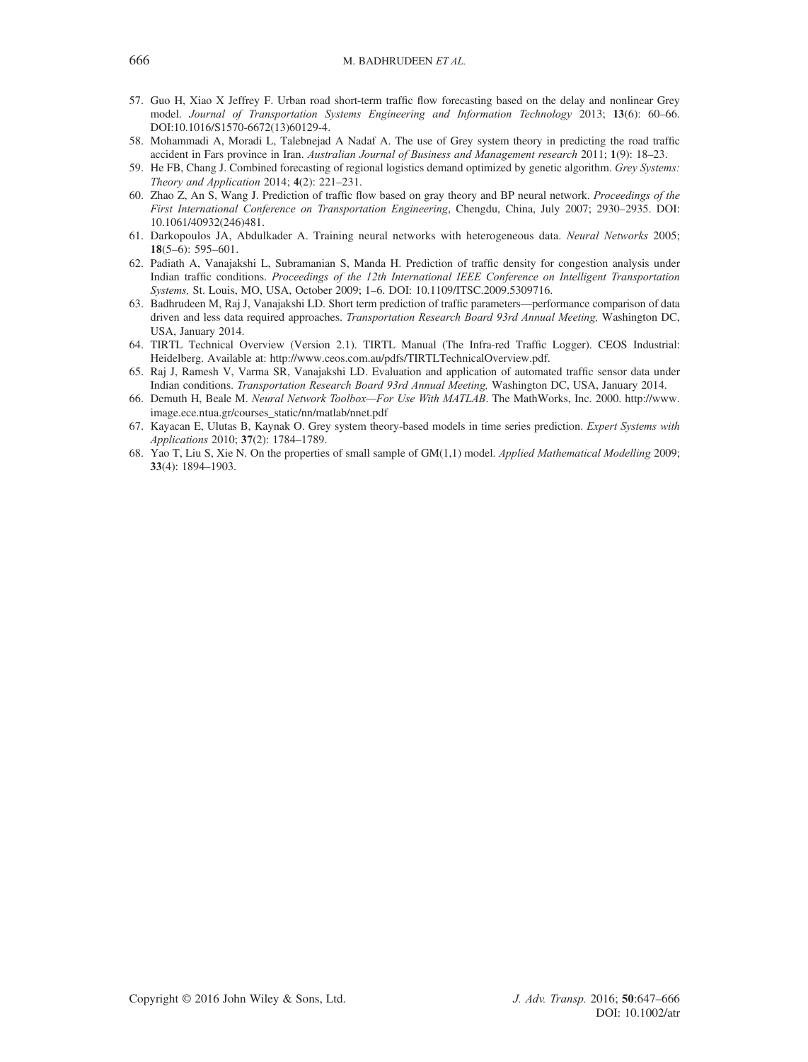57. Guo H, Xiao X Jeffrey F. Urban road short-term traffic flow forecasting based on the delay and nonlinear Grey model. *Journal of Transportation Systems Engineering and Information Technology* 2013; **13**(6): 60–66. DOI:10.1016/S1570-6672(13)60129-4.
58. Mohammadi A, Moradi L, Talebnejad A Nadaf A. The use of Grey system theory in predicting the road traffic accident in Fars province in Iran. *Australian Journal of Business and Management research* 2011; **1**(9): 18–23.
59. He FB, Chang J. Combined forecasting of regional logistics demand optimized by genetic algorithm. *Grey Systems: Theory and Application* 2014; **4**(2): 221–231.
60. Zhao Z, An S, Wang J. Prediction of traffic flow based on gray theory and BP neural network. *Proceedings of the First International Conference on Transportation Engineering*, Chengdu, China, July 2007; 2930–2935. DOI: 10.1061/40932(246)481.
61. Darkopoulos JA, Abdulkader A. Training neural networks with heterogeneous data. *Neural Networks* 2005; **18**(5–6): 595–601.
62. Padiath A, Vanajakshi L, Subramanian S, Manda H. Prediction of traffic density for congestion analysis under Indian traffic conditions. *Proceedings of the 12th International IEEE Conference on Intelligent Transportation Systems,* St. Louis, MO, USA, October 2009; 1–6. DOI: 10.1109/ITSC.2009.5309716.
63. Badhrudeen M, Raj J, Vanajakshi LD. Short term prediction of traffic parameters—performance comparison of data driven and less data required approaches. *Transportation Research Board 93rd Annual Meeting,* Washington DC, USA, January 2014.
64. TIRTL Technical Overview (Version 2.1). TIRTL Manual (The Infra-red Traffic Logger). CEOS Industrial: Heidelberg. Available at: http://www.ceos.com.au/pdfs/TIRTLTechnicalOverview.pdf.
65. Raj J, Ramesh V, Varma SR, Vanajakshi LD. Evaluation and application of automated traffic sensor data under Indian conditions. *Transportation Research Board 93rd Annual Meeting,* Washington DC, USA, January 2014.
66. Demuth H, Beale M. *Neural Network Toolbox—For Use With MATLAB*. The MathWorks, Inc. 2000. http://www.image.ece.ntua.gr/courses_static/nn/matlab/nnet.pdf
67. Kayacan E, Ulutas B, Kaynak O. Grey system theory-based models in time series prediction. *Expert Systems with Applications* 2010; **37**(2): 1784–1789.
68. Yao T, Liu S, Xie N. On the properties of small sample of GM(1,1) model. *Applied Mathematical Modelling* 2009; **33**(4): 1894–1903.